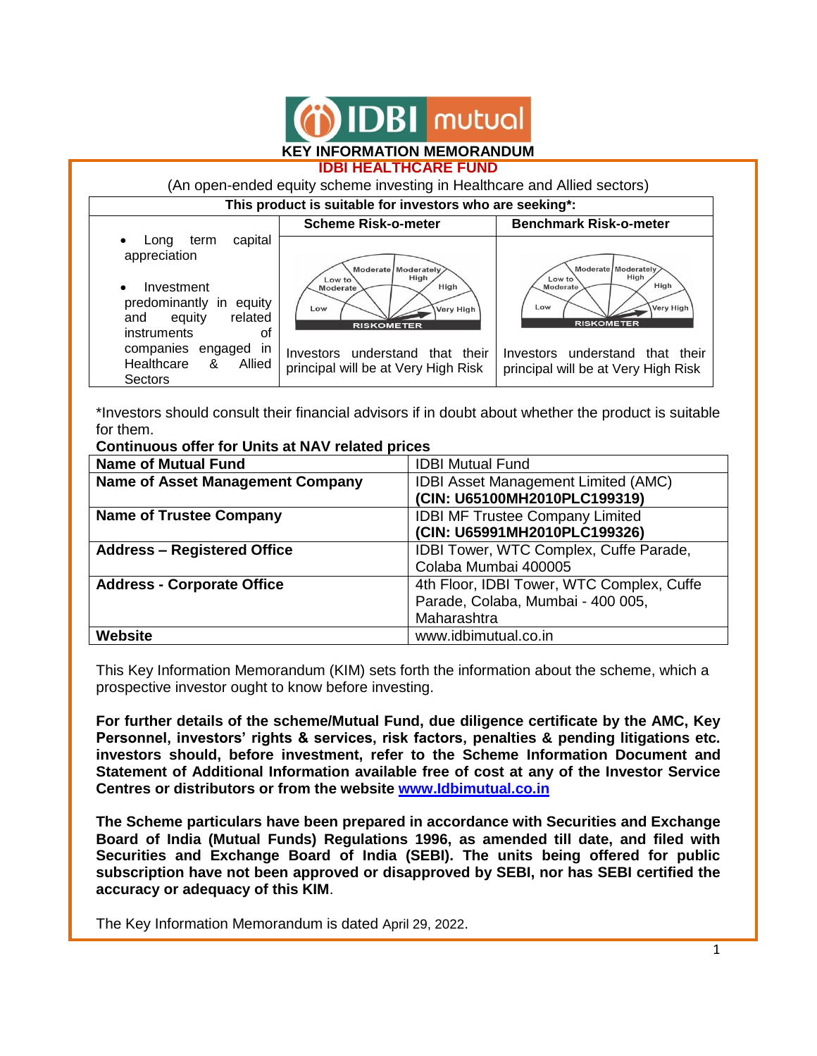# KEY INFORMATION MEMORANDUM

## IDBI HEALTHCARE FUND

(An open-ended equity scheme investing in Healthcare and Allied sectors)

| This product is suitable for investors who are seeking*: | Scheme Risk-o-meter | Benchmark Risk-o-meter |
|---|---|---|
| • Long term capital appreciation<br>• Investment predominantly in equity and equity related instruments of companies engaged in Healthcare & Allied Sectors | Investors understand that their principal will be at Very High Risk | Investors understand that their principal will be at Very High Risk |

*Investors should consult their financial advisors if in doubt about whether the product is suitable for them.

**Continuous offer for Units at NAV related prices**

| Name of Mutual Fund | IDBI Mutual Fund |
|---|---|
| **Name of Asset Management Company** | IDBI Asset Management Limited (AMC) **(CIN: U65100MH2010PLC199319)** |
| **Name of Trustee Company** | IDBI MF Trustee Company Limited **(CIN: U65991MH2010PLC199326)** |
| **Address – Registered Office** | IDBI Tower, WTC Complex, Cuffe Parade, Colaba Mumbai 400005 |
| **Address - Corporate Office** | 4th Floor, IDBI Tower, WTC Complex, Cuffe Parade, Colaba, Mumbai - 400 005, Maharashtra |
| **Website** | www.idbimutual.co.in |

This Key Information Memorandum (KIM) sets forth the information about the scheme, which a prospective investor ought to know before investing.

**For further details of the scheme/Mutual Fund, due diligence certificate by the AMC, Key Personnel, investors' rights & services, risk factors, penalties & pending litigations etc. investors should, before investment, refer to the Scheme Information Document and Statement of Additional Information available free of cost at any of the Investor Service Centres or distributors or from the website [www.Idbimutual.co.in](http://www.Idbimutual.co.in)**

**The Scheme particulars have been prepared in accordance with Securities and Exchange Board of India (Mutual Funds) Regulations 1996, as amended till date, and filed with Securities and Exchange Board of India (SEBI). The units being offered for public subscription have not been approved or disapproved by SEBI, nor has SEBI certified the accuracy or adequacy of this KIM**.

The Key Information Memorandum is dated April 29, 2022.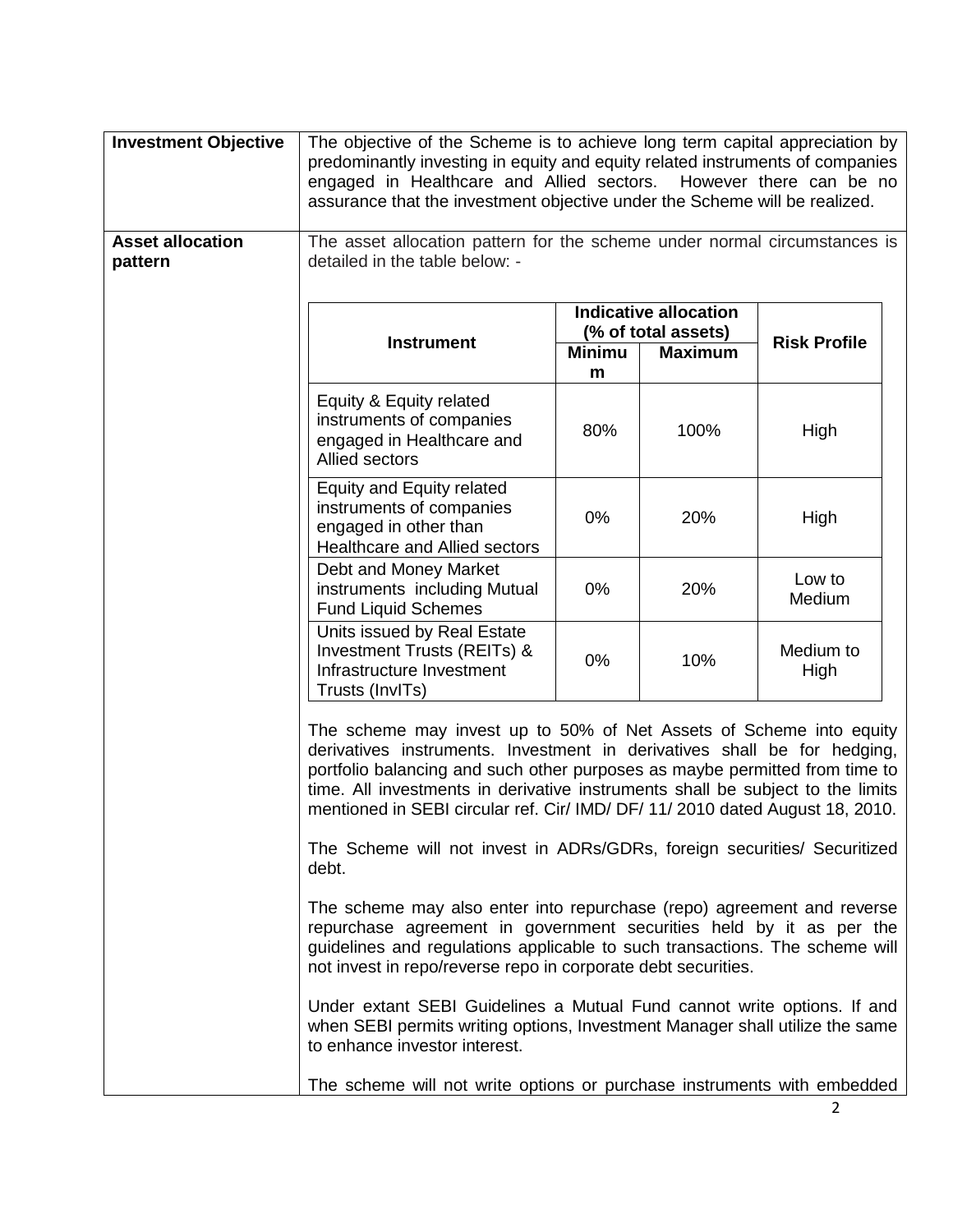**Investment Objective**

The objective of the Scheme is to achieve long term capital appreciation by predominantly investing in equity and equity related instruments of companies engaged in Healthcare and Allied sectors. However there can be no assurance that the investment objective under the Scheme will be realized.

**Asset allocation pattern**

The asset allocation pattern for the scheme under normal circumstances is detailed in the table below: -

| Instrument | Indicative allocation (% of total assets) | | Risk Profile |
|---|---|---|---|
| | Minimum | Maximum | |
| Equity & Equity related instruments of companies engaged in Healthcare and Allied sectors | 80% | 100% | High |
| Equity and Equity related instruments of companies engaged in other than Healthcare and Allied sectors | 0% | 20% | High |
| Debt and Money Market instruments including Mutual Fund Liquid Schemes | 0% | 20% | Low to Medium |
| Units issued by Real Estate Investment Trusts (REITs) & Infrastructure Investment Trusts (InvITs) | 0% | 10% | Medium to High |

The scheme may invest up to 50% of Net Assets of Scheme into equity derivatives instruments. Investment in derivatives shall be for hedging, portfolio balancing and such other purposes as maybe permitted from time to time. All investments in derivative instruments shall be subject to the limits mentioned in SEBI circular ref. Cir/ IMD/ DF/ 11/ 2010 dated August 18, 2010.

The Scheme will not invest in ADRs/GDRs, foreign securities/ Securitized debt.

The scheme may also enter into repurchase (repo) agreement and reverse repurchase agreement in government securities held by it as per the guidelines and regulations applicable to such transactions. The scheme will not invest in repo/reverse repo in corporate debt securities.

Under extant SEBI Guidelines a Mutual Fund cannot write options. If and when SEBI permits writing options, Investment Manager shall utilize the same to enhance investor interest.

The scheme will not write options or purchase instruments with embedded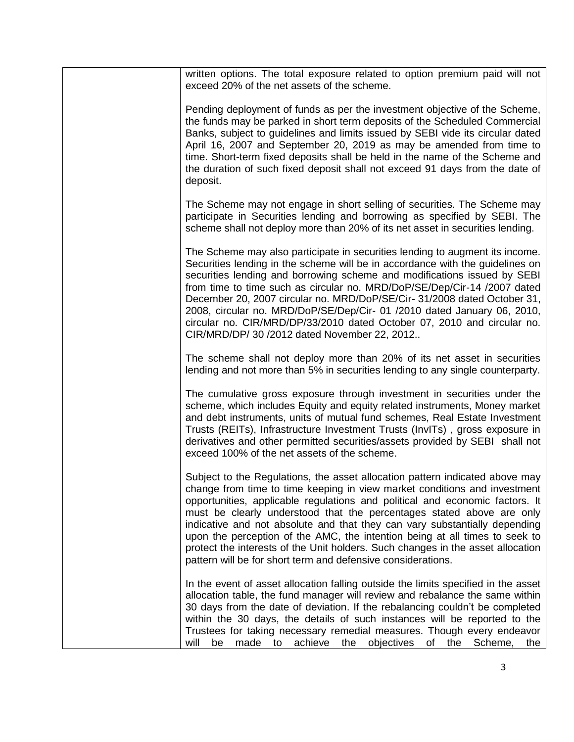| | written options. The total exposure related to option premium paid will not exceed 20% of the net assets of the scheme.<br><br>Pending deployment of funds as per the investment objective of the Scheme, the funds may be parked in short term deposits of the Scheduled Commercial Banks, subject to guidelines and limits issued by SEBI vide its circular dated April 16, 2007 and September 20, 2019 as may be amended from time to time. Short-term fixed deposits shall be held in the name of the Scheme and the duration of such fixed deposit shall not exceed 91 days from the date of deposit.<br><br>The Scheme may not engage in short selling of securities. The Scheme may participate in Securities lending and borrowing as specified by SEBI. The scheme shall not deploy more than 20% of its net asset in securities lending.<br><br>The Scheme may also participate in securities lending to augment its income. Securities lending in the scheme will be in accordance with the guidelines on securities lending and borrowing scheme and modifications issued by SEBI from time to time such as circular no. MRD/DoP/SE/Dep/Cir-14 /2007 dated December 20, 2007 circular no. MRD/DoP/SE/Cir- 31/2008 dated October 31, 2008, circular no. MRD/DoP/SE/Dep/Cir- 01 /2010 dated January 06, 2010, circular no. CIR/MRD/DP/33/2010 dated October 07, 2010 and circular no. CIR/MRD/DP/ 30 /2012 dated November 22, 2012..<br><br>The scheme shall not deploy more than 20% of its net asset in securities lending and not more than 5% in securities lending to any single counterparty.<br><br>The cumulative gross exposure through investment in securities under the scheme, which includes Equity and equity related instruments, Money market and debt instruments, units of mutual fund schemes, Real Estate Investment Trusts (REITs), Infrastructure Investment Trusts (InvITs) , gross exposure in derivatives and other permitted securities/assets provided by SEBI shall not exceed 100% of the net assets of the scheme.<br><br>Subject to the Regulations, the asset allocation pattern indicated above may change from time to time keeping in view market conditions and investment opportunities, applicable regulations and political and economic factors. It must be clearly understood that the percentages stated above are only indicative and not absolute and that they can vary substantially depending upon the perception of the AMC, the intention being at all times to seek to protect the interests of the Unit holders. Such changes in the asset allocation pattern will be for short term and defensive considerations.<br><br>In the event of asset allocation falling outside the limits specified in the asset allocation table, the fund manager will review and rebalance the same within 30 days from the date of deviation. If the rebalancing couldn't be completed within the 30 days, the details of such instances will be reported to the Trustees for taking necessary remedial measures. Though every endeavor will be made to achieve the objectives of the Scheme, the |
|---|---|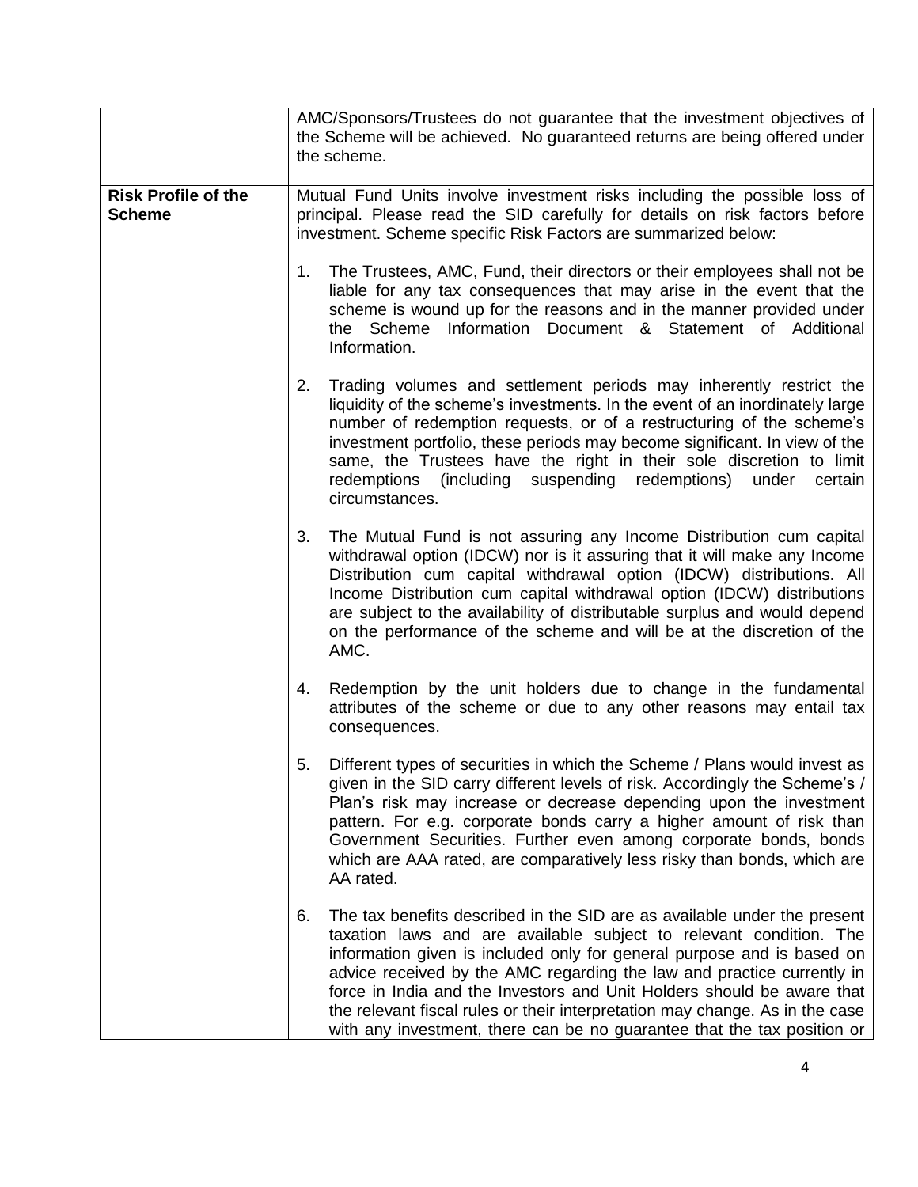| | |
|---|---|
| | AMC/Sponsors/Trustees do not guarantee that the investment objectives of the Scheme will be achieved. No guaranteed returns are being offered under the scheme. |
| **Risk Profile of the Scheme** | Mutual Fund Units involve investment risks including the possible loss of principal. Please read the SID carefully for details on risk factors before investment. Scheme specific Risk Factors are summarized below:<br><br>1. The Trustees, AMC, Fund, their directors or their employees shall not be liable for any tax consequences that may arise in the event that the scheme is wound up for the reasons and in the manner provided under the Scheme Information Document & Statement of Additional Information.<br><br>2. Trading volumes and settlement periods may inherently restrict the liquidity of the scheme's investments. In the event of an inordinately large number of redemption requests, or of a restructuring of the scheme's investment portfolio, these periods may become significant. In view of the same, the Trustees have the right in their sole discretion to limit redemptions (including suspending redemptions) under certain circumstances.<br><br>3. The Mutual Fund is not assuring any Income Distribution cum capital withdrawal option (IDCW) nor is it assuring that it will make any Income Distribution cum capital withdrawal option (IDCW) distributions. All Income Distribution cum capital withdrawal option (IDCW) distributions are subject to the availability of distributable surplus and would depend on the performance of the scheme and will be at the discretion of the AMC.<br><br>4. Redemption by the unit holders due to change in the fundamental attributes of the scheme or due to any other reasons may entail tax consequences.<br><br>5. Different types of securities in which the Scheme / Plans would invest as given in the SID carry different levels of risk. Accordingly the Scheme's / Plan's risk may increase or decrease depending upon the investment pattern. For e.g. corporate bonds carry a higher amount of risk than Government Securities. Further even among corporate bonds, bonds which are AAA rated, are comparatively less risky than bonds, which are AA rated.<br><br>6. The tax benefits described in the SID are as available under the present taxation laws and are available subject to relevant condition. The information given is included only for general purpose and is based on advice received by the AMC regarding the law and practice currently in force in India and the Investors and Unit Holders should be aware that the relevant fiscal rules or their interpretation may change. As in the case with any investment, there can be no guarantee that the tax position or |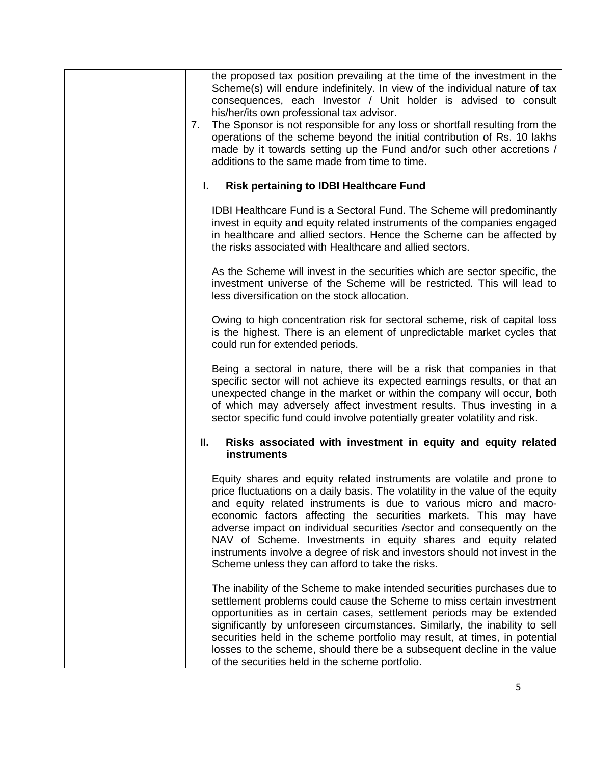the proposed tax position prevailing at the time of the investment in the Scheme(s) will endure indefinitely. In view of the individual nature of tax consequences, each Investor / Unit holder is advised to consult his/her/its own professional tax advisor.

7. The Sponsor is not responsible for any loss or shortfall resulting from the operations of the scheme beyond the initial contribution of Rs. 10 lakhs made by it towards setting up the Fund and/or such other accretions / additions to the same made from time to time.

**I. Risk pertaining to IDBI Healthcare Fund**

IDBI Healthcare Fund is a Sectoral Fund. The Scheme will predominantly invest in equity and equity related instruments of the companies engaged in healthcare and allied sectors. Hence the Scheme can be affected by the risks associated with Healthcare and allied sectors.

As the Scheme will invest in the securities which are sector specific, the investment universe of the Scheme will be restricted. This will lead to less diversification on the stock allocation.

Owing to high concentration risk for sectoral scheme, risk of capital loss is the highest. There is an element of unpredictable market cycles that could run for extended periods.

Being a sectoral in nature, there will be a risk that companies in that specific sector will not achieve its expected earnings results, or that an unexpected change in the market or within the company will occur, both of which may adversely affect investment results. Thus investing in a sector specific fund could involve potentially greater volatility and risk.

**II. Risks associated with investment in equity and equity related instruments**

Equity shares and equity related instruments are volatile and prone to price fluctuations on a daily basis. The volatility in the value of the equity and equity related instruments is due to various micro and macro-economic factors affecting the securities markets. This may have adverse impact on individual securities /sector and consequently on the NAV of Scheme. Investments in equity shares and equity related instruments involve a degree of risk and investors should not invest in the Scheme unless they can afford to take the risks.

The inability of the Scheme to make intended securities purchases due to settlement problems could cause the Scheme to miss certain investment opportunities as in certain cases, settlement periods may be extended significantly by unforeseen circumstances. Similarly, the inability to sell securities held in the scheme portfolio may result, at times, in potential losses to the scheme, should there be a subsequent decline in the value of the securities held in the scheme portfolio.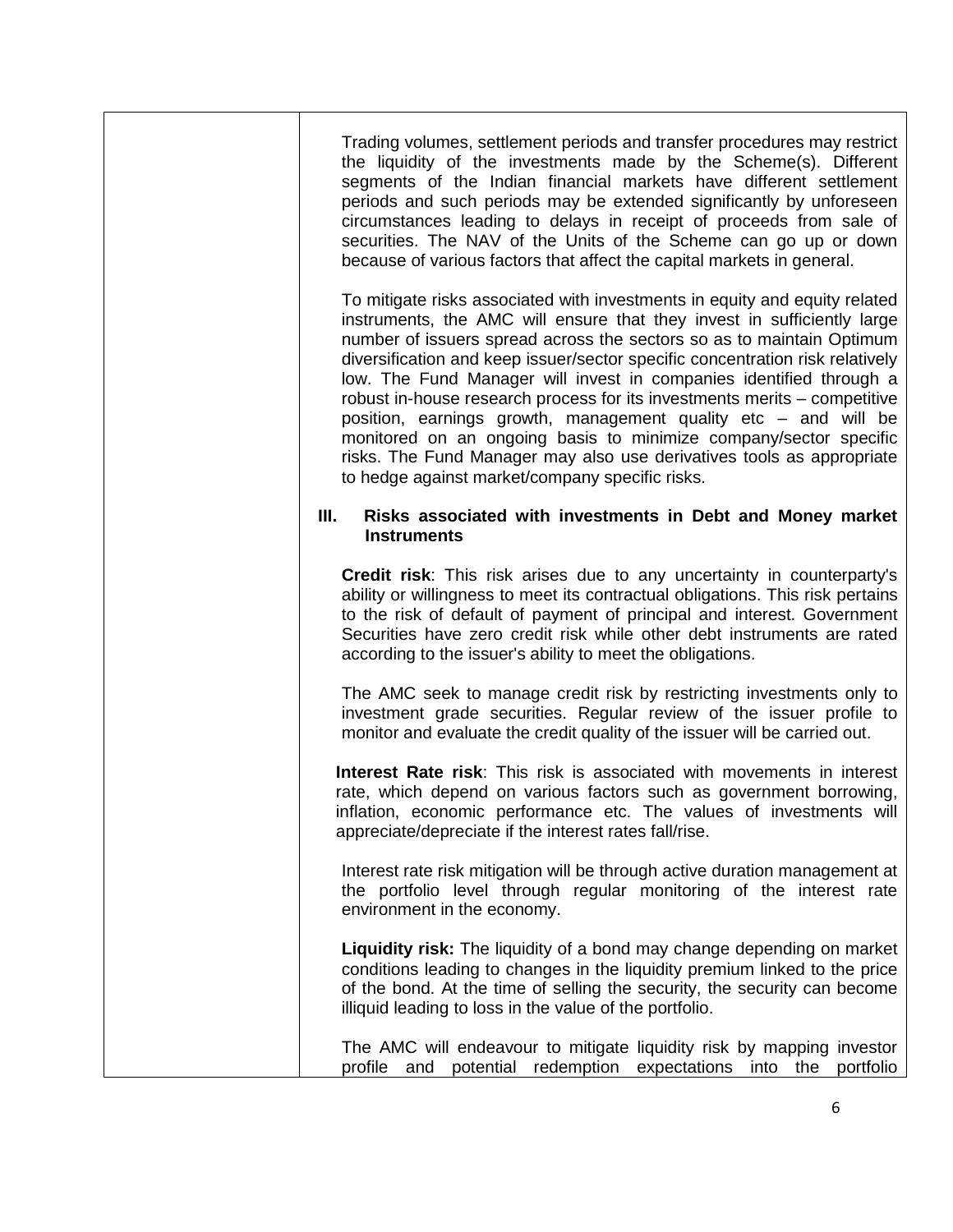Trading volumes, settlement periods and transfer procedures may restrict the liquidity of the investments made by the Scheme(s). Different segments of the Indian financial markets have different settlement periods and such periods may be extended significantly by unforeseen circumstances leading to delays in receipt of proceeds from sale of securities. The NAV of the Units of the Scheme can go up or down because of various factors that affect the capital markets in general.

To mitigate risks associated with investments in equity and equity related instruments, the AMC will ensure that they invest in sufficiently large number of issuers spread across the sectors so as to maintain Optimum diversification and keep issuer/sector specific concentration risk relatively low. The Fund Manager will invest in companies identified through a robust in-house research process for its investments merits – competitive position, earnings growth, management quality etc – and will be monitored on an ongoing basis to minimize company/sector specific risks. The Fund Manager may also use derivatives tools as appropriate to hedge against market/company specific risks.

**III. Risks associated with investments in Debt and Money market Instruments**

**Credit risk**: This risk arises due to any uncertainty in counterparty's ability or willingness to meet its contractual obligations. This risk pertains to the risk of default of payment of principal and interest. Government Securities have zero credit risk while other debt instruments are rated according to the issuer's ability to meet the obligations.

The AMC seek to manage credit risk by restricting investments only to investment grade securities. Regular review of the issuer profile to monitor and evaluate the credit quality of the issuer will be carried out.

**Interest Rate risk**: This risk is associated with movements in interest rate, which depend on various factors such as government borrowing, inflation, economic performance etc. The values of investments will appreciate/depreciate if the interest rates fall/rise.

Interest rate risk mitigation will be through active duration management at the portfolio level through regular monitoring of the interest rate environment in the economy.

**Liquidity risk:** The liquidity of a bond may change depending on market conditions leading to changes in the liquidity premium linked to the price of the bond. At the time of selling the security, the security can become illiquid leading to loss in the value of the portfolio.

The AMC will endeavour to mitigate liquidity risk by mapping investor profile and potential redemption expectations into the portfolio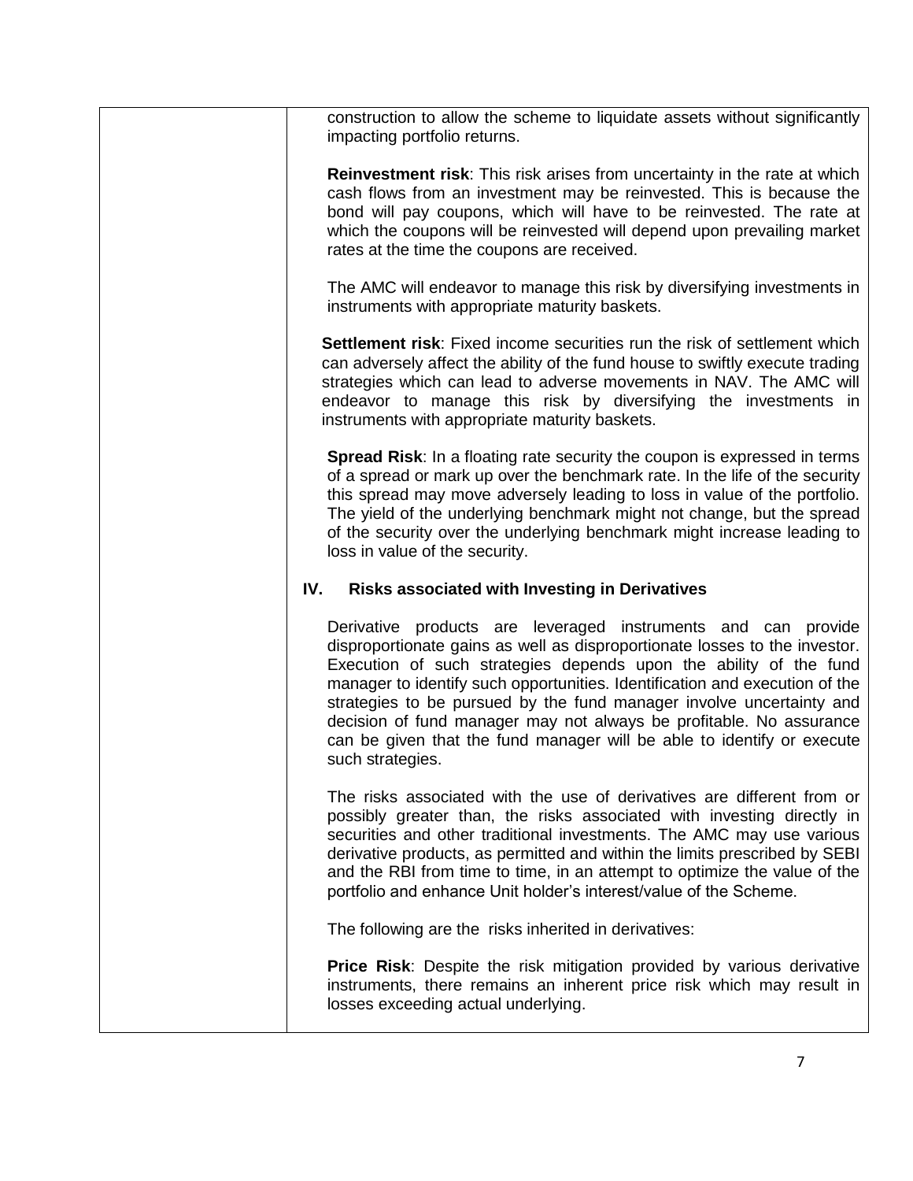construction to allow the scheme to liquidate assets without significantly impacting portfolio returns.

**Reinvestment risk**: This risk arises from uncertainty in the rate at which cash flows from an investment may be reinvested. This is because the bond will pay coupons, which will have to be reinvested. The rate at which the coupons will be reinvested will depend upon prevailing market rates at the time the coupons are received.

The AMC will endeavor to manage this risk by diversifying investments in instruments with appropriate maturity baskets.

**Settlement risk**: Fixed income securities run the risk of settlement which can adversely affect the ability of the fund house to swiftly execute trading strategies which can lead to adverse movements in NAV. The AMC will endeavor to manage this risk by diversifying the investments in instruments with appropriate maturity baskets.

**Spread Risk**: In a floating rate security the coupon is expressed in terms of a spread or mark up over the benchmark rate. In the life of the security this spread may move adversely leading to loss in value of the portfolio. The yield of the underlying benchmark might not change, but the spread of the security over the underlying benchmark might increase leading to loss in value of the security.

### IV. Risks associated with Investing in Derivatives

Derivative products are leveraged instruments and can provide disproportionate gains as well as disproportionate losses to the investor. Execution of such strategies depends upon the ability of the fund manager to identify such opportunities. Identification and execution of the strategies to be pursued by the fund manager involve uncertainty and decision of fund manager may not always be profitable. No assurance can be given that the fund manager will be able to identify or execute such strategies.

The risks associated with the use of derivatives are different from or possibly greater than, the risks associated with investing directly in securities and other traditional investments. The AMC may use various derivative products, as permitted and within the limits prescribed by SEBI and the RBI from time to time, in an attempt to optimize the value of the portfolio and enhance Unit holder's interest/value of the Scheme.

The following are the risks inherited in derivatives:

**Price Risk**: Despite the risk mitigation provided by various derivative instruments, there remains an inherent price risk which may result in losses exceeding actual underlying.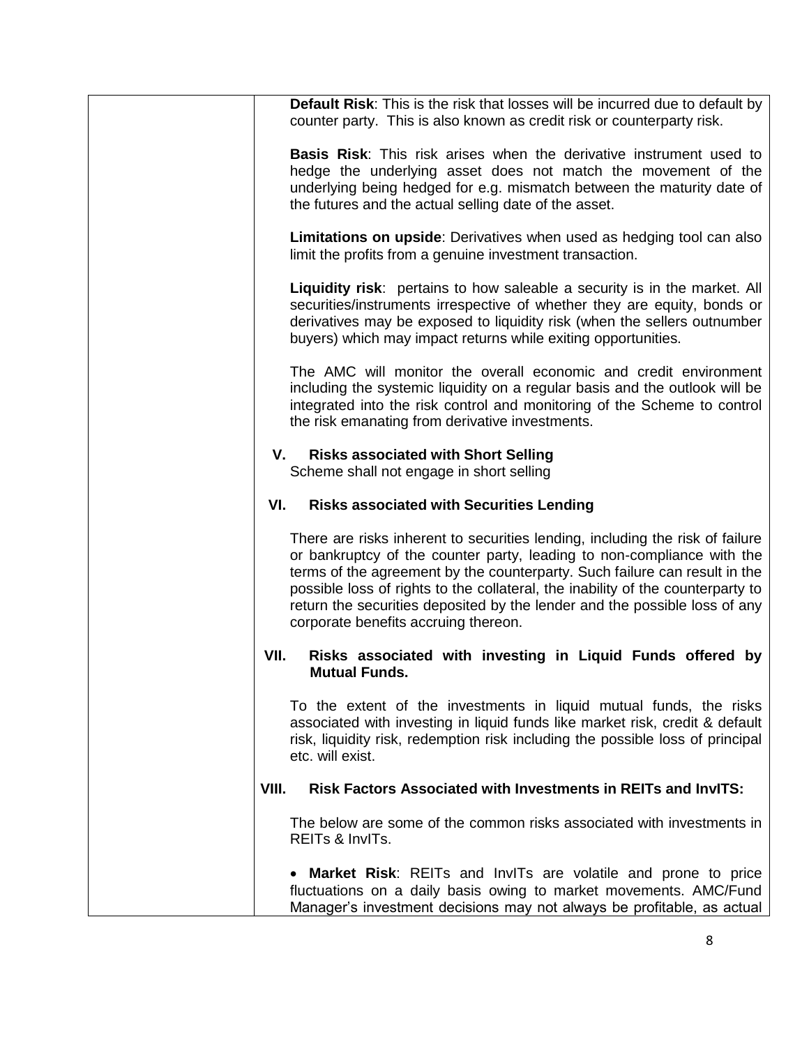**Default Risk**: This is the risk that losses will be incurred due to default by counter party. This is also known as credit risk or counterparty risk.

**Basis Risk**: This risk arises when the derivative instrument used to hedge the underlying asset does not match the movement of the underlying being hedged for e.g. mismatch between the maturity date of the futures and the actual selling date of the asset.

**Limitations on upside**: Derivatives when used as hedging tool can also limit the profits from a genuine investment transaction.

**Liquidity risk**: pertains to how saleable a security is in the market. All securities/instruments irrespective of whether they are equity, bonds or derivatives may be exposed to liquidity risk (when the sellers outnumber buyers) which may impact returns while exiting opportunities.

The AMC will monitor the overall economic and credit environment including the systemic liquidity on a regular basis and the outlook will be integrated into the risk control and monitoring of the Scheme to control the risk emanating from derivative investments.

**V. Risks associated with Short Selling**

Scheme shall not engage in short selling

**VI. Risks associated with Securities Lending**

There are risks inherent to securities lending, including the risk of failure or bankruptcy of the counter party, leading to non-compliance with the terms of the agreement by the counterparty. Such failure can result in the possible loss of rights to the collateral, the inability of the counterparty to return the securities deposited by the lender and the possible loss of any corporate benefits accruing thereon.

**VII. Risks associated with investing in Liquid Funds offered by Mutual Funds.**

To the extent of the investments in liquid mutual funds, the risks associated with investing in liquid funds like market risk, credit & default risk, liquidity risk, redemption risk including the possible loss of principal etc. will exist.

**VIII. Risk Factors Associated with Investments in REITs and InvITS:**

The below are some of the common risks associated with investments in REITs & InvITs.

- **Market Risk**: REITs and InvITs are volatile and prone to price fluctuations on a daily basis owing to market movements. AMC/Fund Manager's investment decisions may not always be profitable, as actual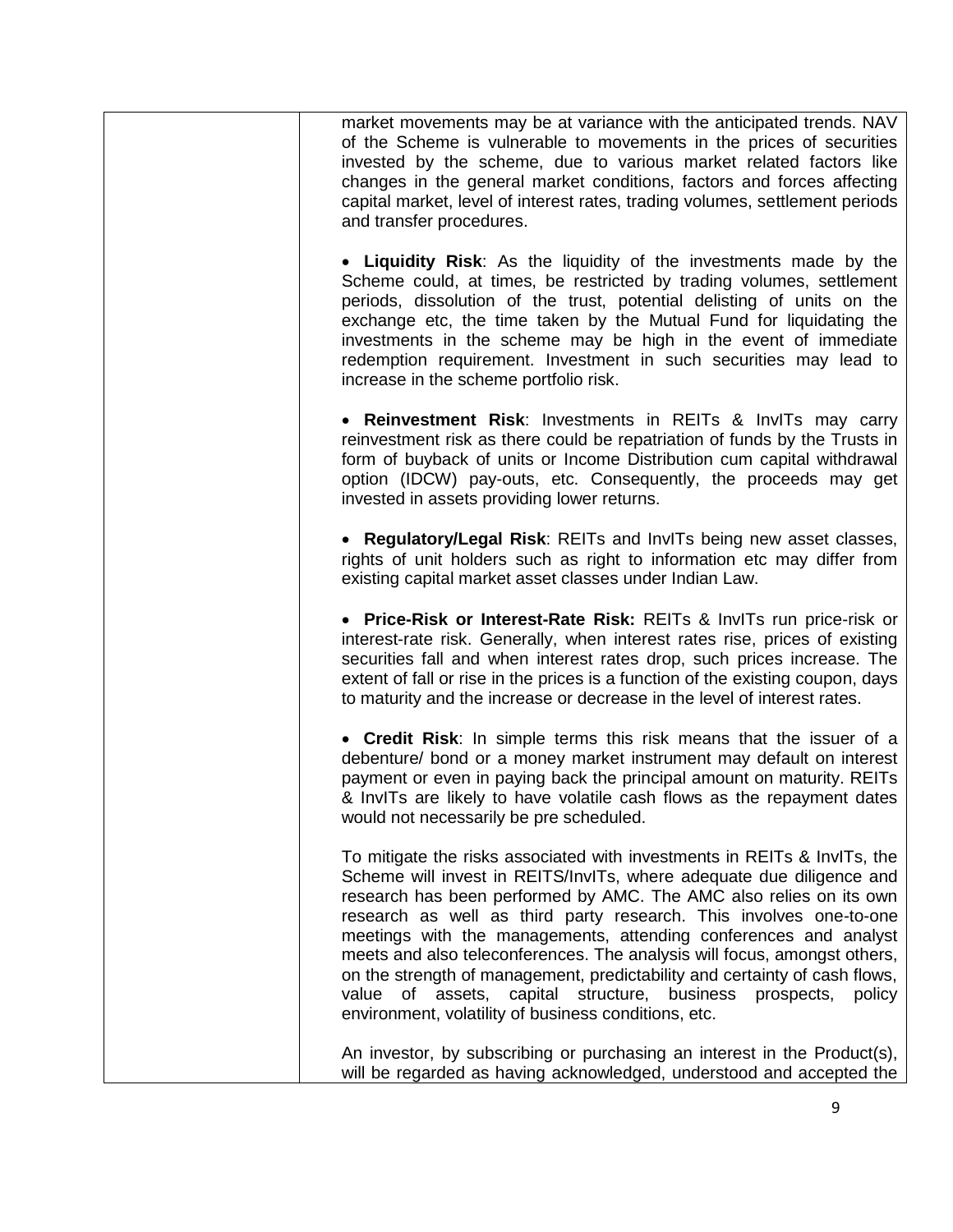| | market movements may be at variance with the anticipated trends. NAV of the Scheme is vulnerable to movements in the prices of securities invested by the scheme, due to various market related factors like changes in the general market conditions, factors and forces affecting capital market, level of interest rates, trading volumes, settlement periods and transfer procedures.<br><br>• **Liquidity Risk**: As the liquidity of the investments made by the Scheme could, at times, be restricted by trading volumes, settlement periods, dissolution of the trust, potential delisting of units on the exchange etc, the time taken by the Mutual Fund for liquidating the investments in the scheme may be high in the event of immediate redemption requirement. Investment in such securities may lead to increase in the scheme portfolio risk.<br><br>• **Reinvestment Risk**: Investments in REITs & InvITs may carry reinvestment risk as there could be repatriation of funds by the Trusts in form of buyback of units or Income Distribution cum capital withdrawal option (IDCW) pay-outs, etc. Consequently, the proceeds may get invested in assets providing lower returns.<br><br>• **Regulatory/Legal Risk**: REITs and InvITs being new asset classes, rights of unit holders such as right to information etc may differ from existing capital market asset classes under Indian Law.<br><br>• **Price-Risk or Interest-Rate Risk:** REITs & InvITs run price-risk or interest-rate risk. Generally, when interest rates rise, prices of existing securities fall and when interest rates drop, such prices increase. The extent of fall or rise in the prices is a function of the existing coupon, days to maturity and the increase or decrease in the level of interest rates.<br><br>• **Credit Risk**: In simple terms this risk means that the issuer of a debenture/ bond or a money market instrument may default on interest payment or even in paying back the principal amount on maturity. REITs & InvITs are likely to have volatile cash flows as the repayment dates would not necessarily be pre scheduled.<br><br>To mitigate the risks associated with investments in REITs & InvITs, the Scheme will invest in REITS/InvITs, where adequate due diligence and research has been performed by AMC. The AMC also relies on its own research as well as third party research. This involves one-to-one meetings with the managements, attending conferences and analyst meets and also teleconferences. The analysis will focus, amongst others, on the strength of management, predictability and certainty of cash flows, value of assets, capital structure, business prospects, policy environment, volatility of business conditions, etc.<br><br>An investor, by subscribing or purchasing an interest in the Product(s), will be regarded as having acknowledged, understood and accepted the |
|---|---|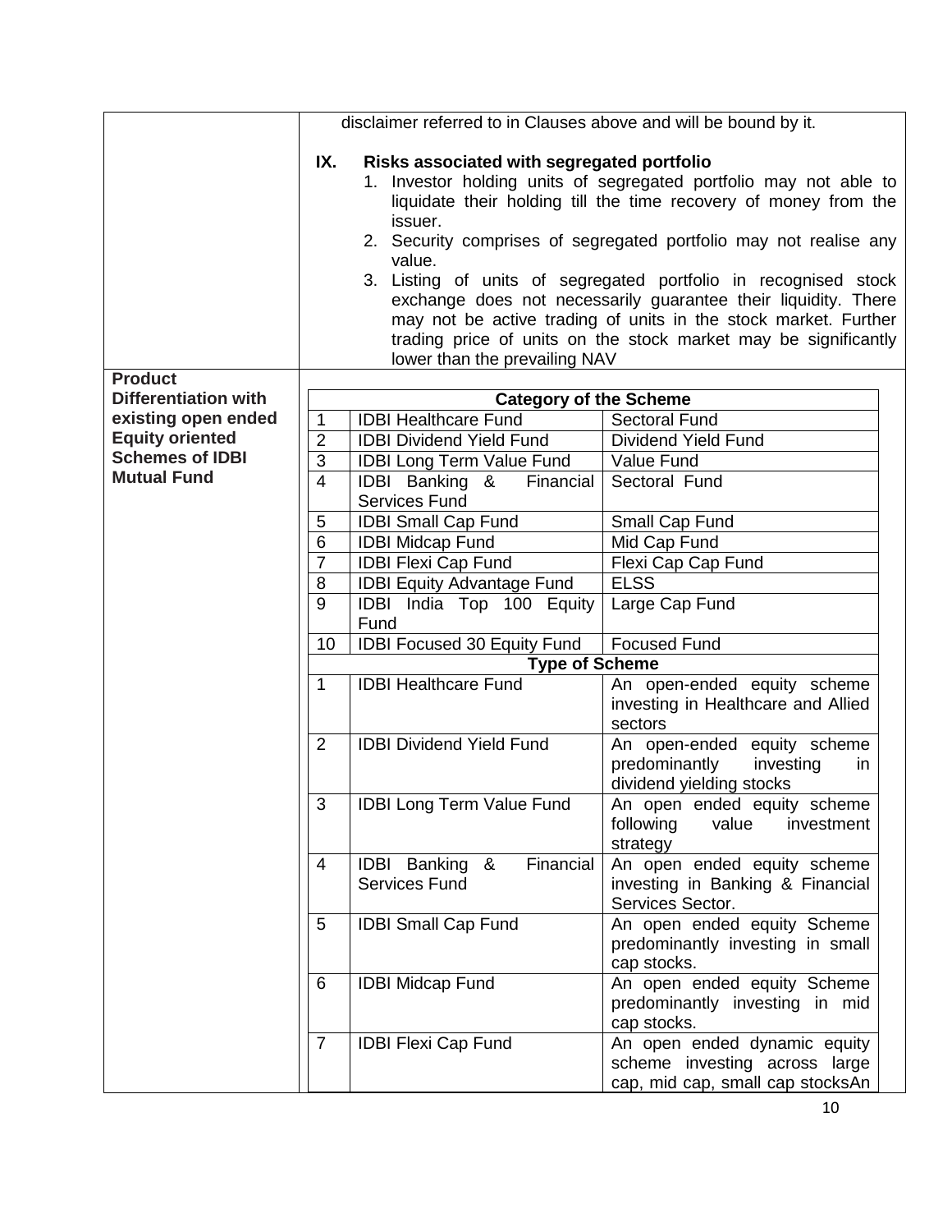disclaimer referred to in Clauses above and will be bound by it.

**IX. Risks associated with segregated portfolio**

1. Investor holding units of segregated portfolio may not able to liquidate their holding till the time recovery of money from the issuer.
2. Security comprises of segregated portfolio may not realise any value.
3. Listing of units of segregated portfolio in recognised stock exchange does not necessarily guarantee their liquidity. There may not be active trading of units in the stock market. Further trading price of units on the stock market may be significantly lower than the prevailing NAV

**Product Differentiation with existing open ended Equity oriented Schemes of IDBI Mutual Fund**

| | | **Category of the Scheme** |
|---|---|---|
| 1 | IDBI Healthcare Fund | Sectoral Fund |
| 2 | IDBI Dividend Yield Fund | Dividend Yield Fund |
| 3 | IDBI Long Term Value Fund | Value Fund |
| 4 | IDBI Banking & Financial Services Fund | Sectoral Fund |
| 5 | IDBI Small Cap Fund | Small Cap Fund |
| 6 | IDBI Midcap Fund | Mid Cap Fund |
| 7 | IDBI Flexi Cap Fund | Flexi Cap Cap Fund |
| 8 | IDBI Equity Advantage Fund | ELSS |
| 9 | IDBI India Top 100 Equity Fund | Large Cap Fund |
| 10 | IDBI Focused 30 Equity Fund | Focused Fund |
| | | **Type of Scheme** |
| 1 | IDBI Healthcare Fund | An open-ended equity scheme investing in Healthcare and Allied sectors |
| 2 | IDBI Dividend Yield Fund | An open-ended equity scheme predominantly investing in dividend yielding stocks |
| 3 | IDBI Long Term Value Fund | An open ended equity scheme following value investment strategy |
| 4 | IDBI Banking & Financial Services Fund | An open ended equity scheme investing in Banking & Financial Services Sector. |
| 5 | IDBI Small Cap Fund | An open ended equity Scheme predominantly investing in small cap stocks. |
| 6 | IDBI Midcap Fund | An open ended equity Scheme predominantly investing in mid cap stocks. |
| 7 | IDBI Flexi Cap Fund | An open ended dynamic equity scheme investing across large cap, mid cap, small cap stocksAn |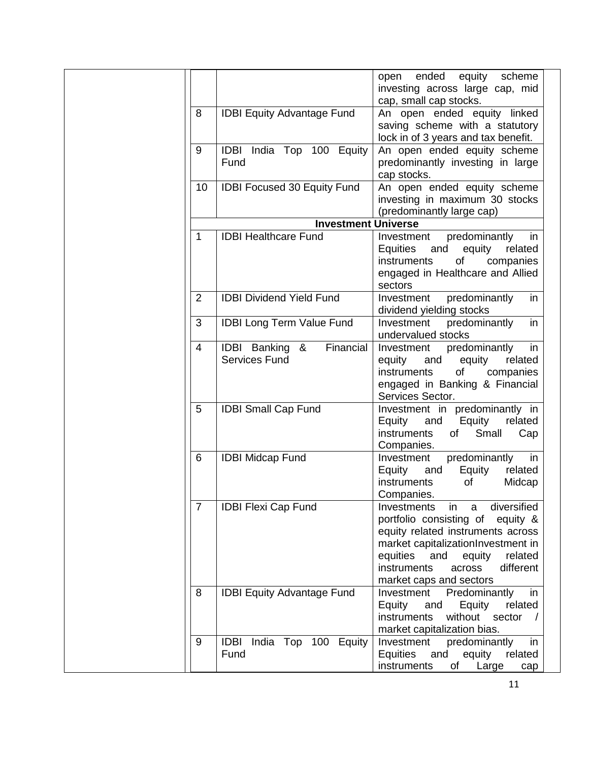| | | |
|---|---|---|
| | | open ended equity scheme investing across large cap, mid cap, small cap stocks. |
| 8 | IDBI Equity Advantage Fund | An open ended equity linked saving scheme with a statutory lock in of 3 years and tax benefit. |
| 9 | IDBI India Top 100 Equity Fund | An open ended equity scheme predominantly investing in large cap stocks. |
| 10 | IDBI Focused 30 Equity Fund | An open ended equity scheme investing in maximum 30 stocks (predominantly large cap) |
| | **Investment Universe** | |
| 1 | IDBI Healthcare Fund | Investment predominantly in Equities and equity related instruments of companies engaged in Healthcare and Allied sectors |
| 2 | IDBI Dividend Yield Fund | Investment predominantly in dividend yielding stocks |
| 3 | IDBI Long Term Value Fund | Investment predominantly in undervalued stocks |
| 4 | IDBI Banking & Financial Services Fund | Investment predominantly in equity and equity related instruments of companies engaged in Banking & Financial Services Sector. |
| 5 | IDBI Small Cap Fund | Investment in predominantly in Equity and Equity related instruments of Small Cap Companies. |
| 6 | IDBI Midcap Fund | Investment predominantly in Equity and Equity related instruments of Midcap Companies. |
| 7 | IDBI Flexi Cap Fund | Investments in a diversified portfolio consisting of equity & equity related instruments across market capitalizationInvestment in equities and equity related instruments across different market caps and sectors |
| 8 | IDBI Equity Advantage Fund | Investment Predominantly in Equity and Equity related instruments without sector / market capitalization bias. |
| 9 | IDBI India Top 100 Equity Fund | Investment predominantly in Equities and equity related instruments of Large cap |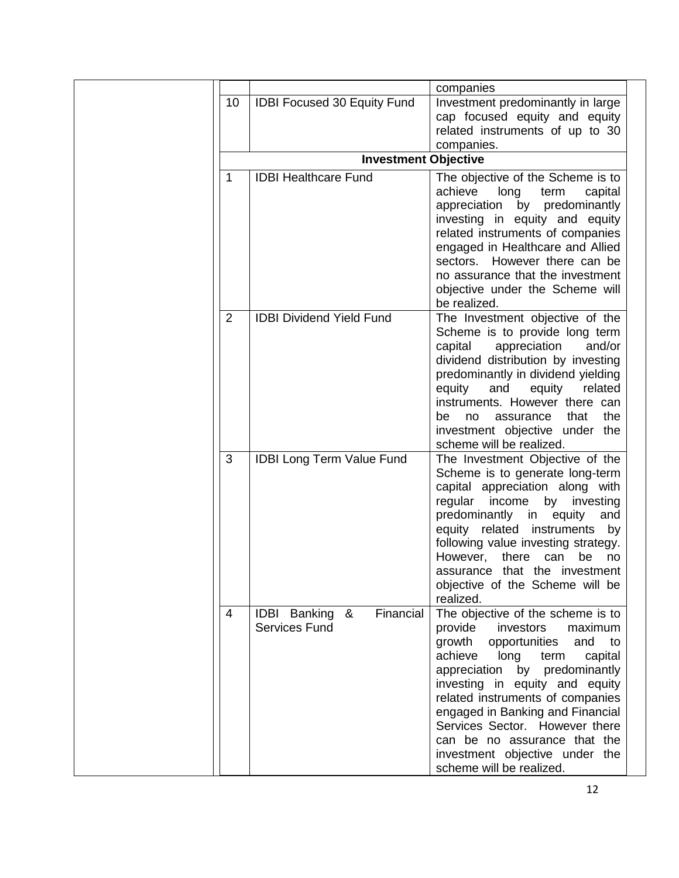| | | |
|---|---|---|
| | | companies |
| 10 | IDBI Focused 30 Equity Fund | Investment predominantly in large cap focused equity and equity related instruments of up to 30 companies. |
| **Investment Objective** | | |
| 1 | IDBI Healthcare Fund | The objective of the Scheme is to achieve long term capital appreciation by predominantly investing in equity and equity related instruments of companies engaged in Healthcare and Allied sectors. However there can be no assurance that the investment objective under the Scheme will be realized. |
| 2 | IDBI Dividend Yield Fund | The Investment objective of the Scheme is to provide long term capital appreciation and/or dividend distribution by investing predominantly in dividend yielding equity and equity related instruments. However there can be no assurance that the investment objective under the scheme will be realized. |
| 3 | IDBI Long Term Value Fund | The Investment Objective of the Scheme is to generate long-term capital appreciation along with regular income by investing predominantly in equity and equity related instruments by following value investing strategy. However, there can be no assurance that the investment objective of the Scheme will be realized. |
| 4 | IDBI Banking & Financial Services Fund | The objective of the scheme is to provide investors maximum growth opportunities and to achieve long term capital appreciation by predominantly investing in equity and equity related instruments of companies engaged in Banking and Financial Services Sector. However there can be no assurance that the investment objective under the scheme will be realized. |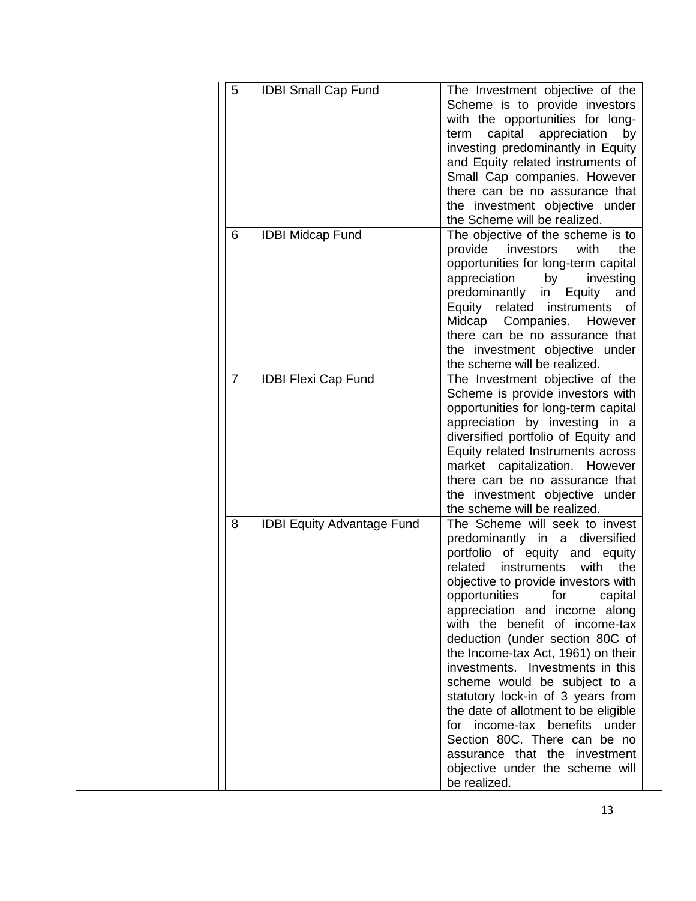| | | | | |
|---|---|---|---|---|
| | 5 | IDBI Small Cap Fund | The Investment objective of the Scheme is to provide investors with the opportunities for long-term capital appreciation by investing predominantly in Equity and Equity related instruments of Small Cap companies. However there can be no assurance that the investment objective under the Scheme will be realized. | |
| | 6 | IDBI Midcap Fund | The objective of the scheme is to provide investors with the opportunities for long-term capital appreciation by investing predominantly in Equity and Equity related instruments of Midcap Companies. However there can be no assurance that the investment objective under the scheme will be realized. | |
| | 7 | IDBI Flexi Cap Fund | The Investment objective of the Scheme is provide investors with opportunities for long-term capital appreciation by investing in a diversified portfolio of Equity and Equity related Instruments across market capitalization. However there can be no assurance that the investment objective under the scheme will be realized. | |
| | 8 | IDBI Equity Advantage Fund | The Scheme will seek to invest predominantly in a diversified portfolio of equity and equity related instruments with the objective to provide investors with opportunities for capital appreciation and income along with the benefit of income-tax deduction (under section 80C of the Income-tax Act, 1961) on their investments. Investments in this scheme would be subject to a statutory lock-in of 3 years from the date of allotment to be eligible for income-tax benefits under Section 80C. There can be no assurance that the investment objective under the scheme will be realized. | |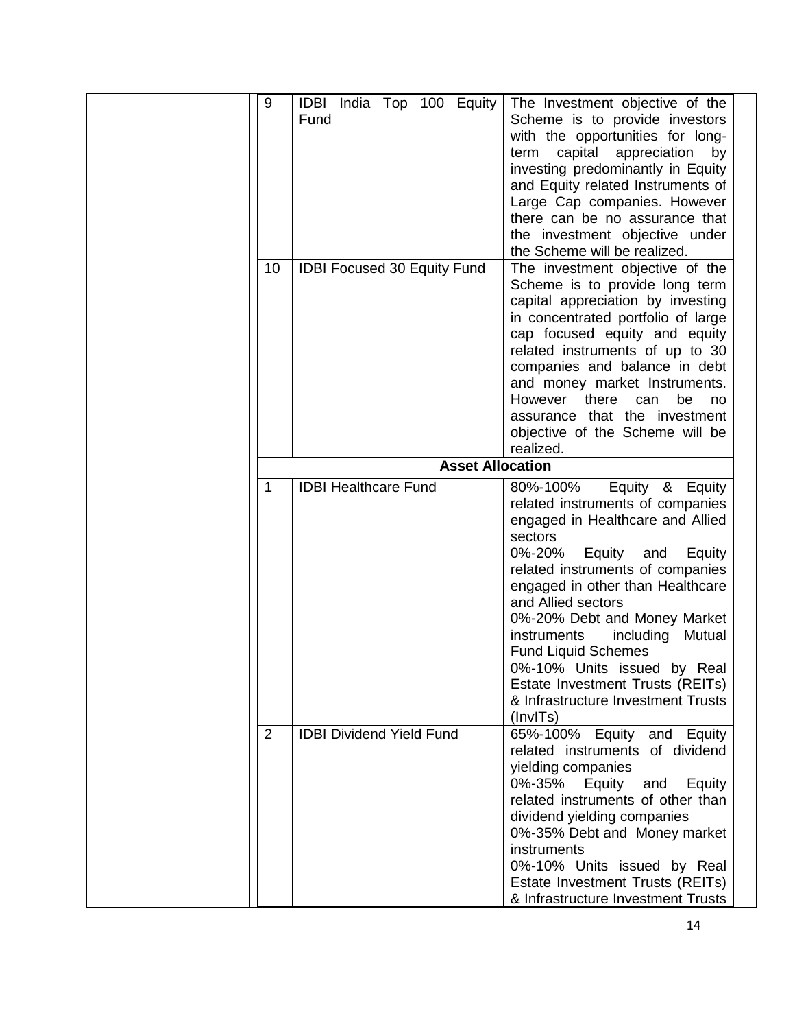| | | | |
|---|---|---|---|
| | 9 | IDBI India Top 100 Equity Fund | The Investment objective of the Scheme is to provide investors with the opportunities for long-term capital appreciation by investing predominantly in Equity and Equity related Instruments of Large Cap companies. However there can be no assurance that the investment objective under the Scheme will be realized. |
| | 10 | IDBI Focused 30 Equity Fund | The investment objective of the Scheme is to provide long term capital appreciation by investing in concentrated portfolio of large cap focused equity and equity related instruments of up to 30 companies and balance in debt and money market Instruments. However there can be no assurance that the investment objective of the Scheme will be realized. |
| | | **Asset Allocation** | |
| | 1 | IDBI Healthcare Fund | 80%-100% Equity & Equity related instruments of companies engaged in Healthcare and Allied sectors<br>0%-20% Equity and Equity related instruments of companies engaged in other than Healthcare and Allied sectors<br>0%-20% Debt and Money Market instruments including Mutual Fund Liquid Schemes<br>0%-10% Units issued by Real Estate Investment Trusts (REITs) & Infrastructure Investment Trusts (InvITs) |
| | 2 | IDBI Dividend Yield Fund | 65%-100% Equity and Equity related instruments of dividend yielding companies<br>0%-35% Equity and Equity related instruments of other than dividend yielding companies<br>0%-35% Debt and Money market instruments<br>0%-10% Units issued by Real Estate Investment Trusts (REITs) & Infrastructure Investment Trusts |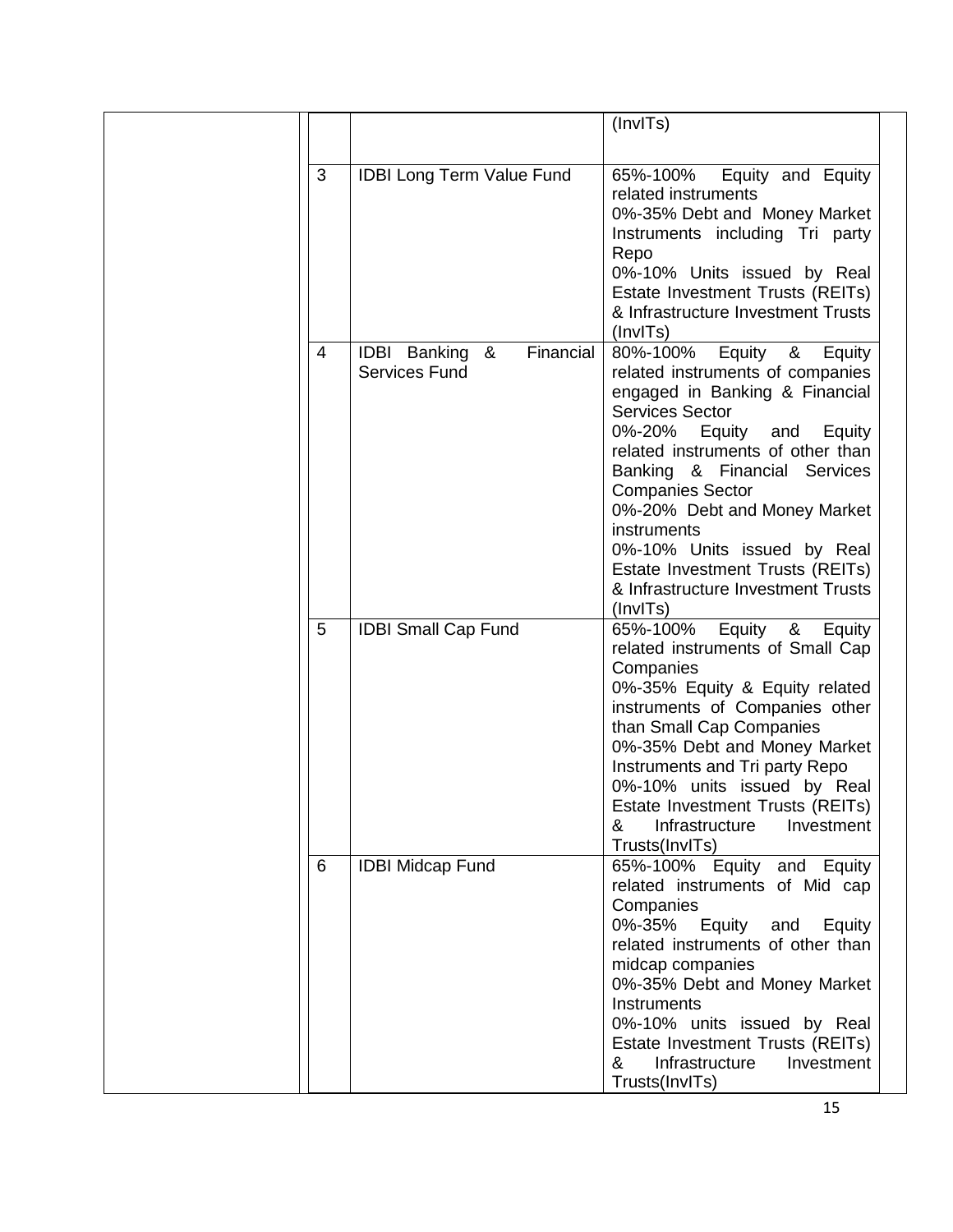| | | | |
|---|---|---|---|
| | | | (InvITs) |
| | 3 | IDBI Long Term Value Fund | 65%-100% Equity and Equity related instruments<br>0%-35% Debt and Money Market Instruments including Tri party Repo<br>0%-10% Units issued by Real Estate Investment Trusts (REITs) & Infrastructure Investment Trusts (InvITs) |
| | 4 | IDBI Banking & Financial Services Fund | 80%-100% Equity & Equity related instruments of companies engaged in Banking & Financial Services Sector<br>0%-20% Equity and Equity related instruments of other than Banking & Financial Services Companies Sector<br>0%-20% Debt and Money Market instruments<br>0%-10% Units issued by Real Estate Investment Trusts (REITs) & Infrastructure Investment Trusts (InvITs) |
| | 5 | IDBI Small Cap Fund | 65%-100% Equity & Equity related instruments of Small Cap Companies<br>0%-35% Equity & Equity related instruments of Companies other than Small Cap Companies<br>0%-35% Debt and Money Market Instruments and Tri party Repo<br>0%-10% units issued by Real Estate Investment Trusts (REITs) & Infrastructure Investment Trusts(InvITs) |
| | 6 | IDBI Midcap Fund | 65%-100% Equity and Equity related instruments of Mid cap Companies<br>0%-35% Equity and Equity related instruments of other than midcap companies<br>0%-35% Debt and Money Market Instruments<br>0%-10% units issued by Real Estate Investment Trusts (REITs) & Infrastructure Investment Trusts(InvITs) |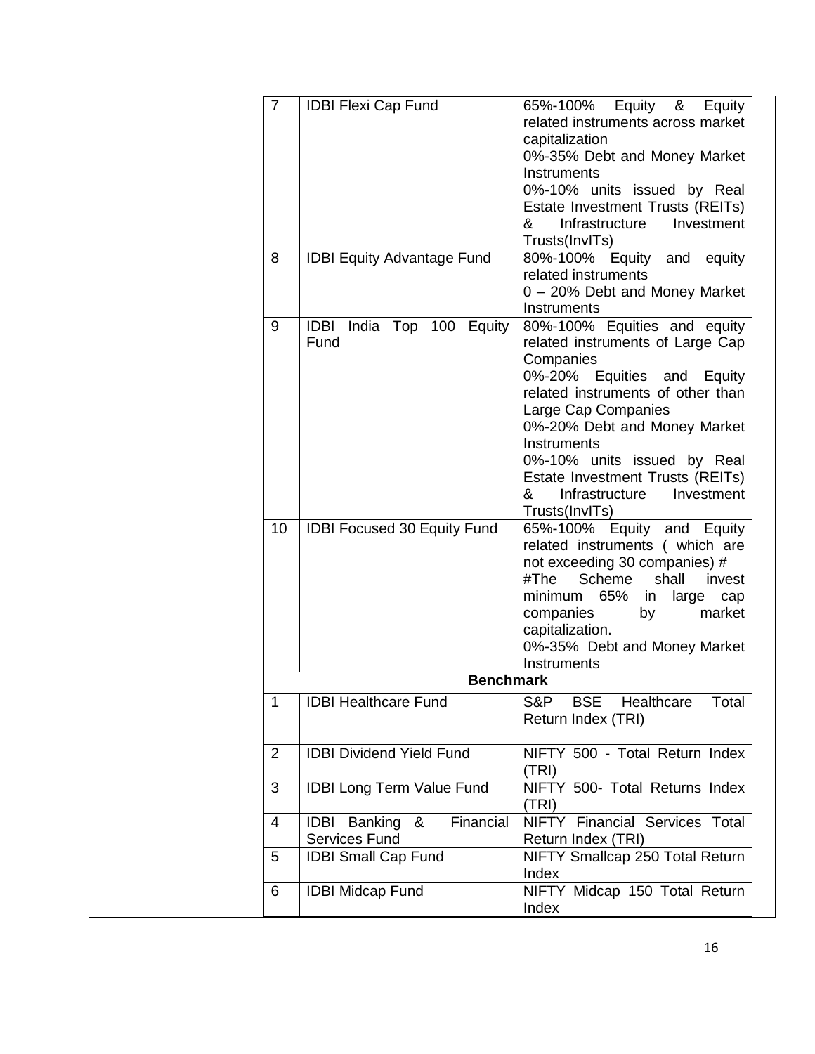| | | | |
|---|---|---|---|
| | 7 | IDBI Flexi Cap Fund | 65%-100% Equity & Equity related instruments across market capitalization<br>0%-35% Debt and Money Market Instruments<br>0%-10% units issued by Real Estate Investment Trusts (REITs) & Infrastructure Investment Trusts(InvITs) |
| | 8 | IDBI Equity Advantage Fund | 80%-100% Equity and equity related instruments<br>0 – 20% Debt and Money Market Instruments |
| | 9 | IDBI India Top 100 Equity Fund | 80%-100% Equities and equity related instruments of Large Cap Companies<br>0%-20% Equities and Equity related instruments of other than Large Cap Companies<br>0%-20% Debt and Money Market Instruments<br>0%-10% units issued by Real Estate Investment Trusts (REITs) & Infrastructure Investment Trusts(InvITs) |
| | 10 | IDBI Focused 30 Equity Fund | 65%-100% Equity and Equity related instruments ( which are not exceeding 30 companies) #<br>#The Scheme shall invest minimum 65% in large cap companies by market capitalization.<br>0%-35% Debt and Money Market Instruments |
| | | **Benchmark** | |
| | 1 | IDBI Healthcare Fund | S&P BSE Healthcare Total Return Index (TRI) |
| | 2 | IDBI Dividend Yield Fund | NIFTY 500 - Total Return Index (TRI) |
| | 3 | IDBI Long Term Value Fund | NIFTY 500- Total Returns Index (TRI) |
| | 4 | IDBI Banking & Financial Services Fund | NIFTY Financial Services Total Return Index (TRI) |
| | 5 | IDBI Small Cap Fund | NIFTY Smallcap 250 Total Return Index |
| | 6 | IDBI Midcap Fund | NIFTY Midcap 150 Total Return Index |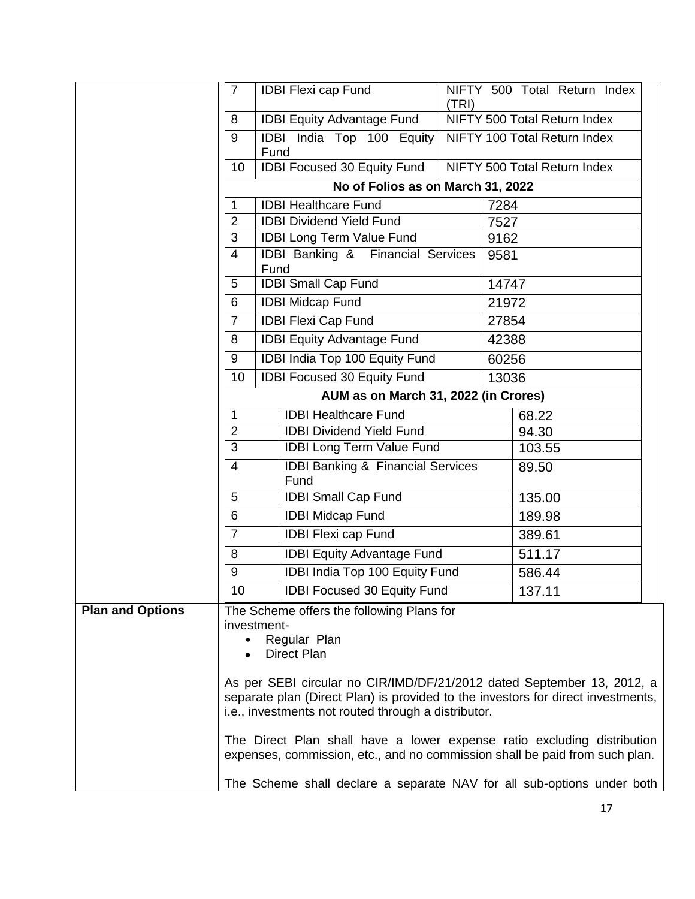| | | | |
|---|---|---|---|
| | 7 | IDBI Flexi cap Fund | NIFTY 500 Total Return Index (TRI) |
| | 8 | IDBI Equity Advantage Fund | NIFTY 500 Total Return Index |
| | 9 | IDBI India Top 100 Equity Fund | NIFTY 100 Total Return Index |
| | 10 | IDBI Focused 30 Equity Fund | NIFTY 500 Total Return Index |
| | **No of Folios as on March 31, 2022** | | |
| | 1 | IDBI Healthcare Fund | 7284 |
| | 2 | IDBI Dividend Yield Fund | 7527 |
| | 3 | IDBI Long Term Value Fund | 9162 |
| | 4 | IDBI Banking & Financial Services Fund | 9581 |
| | 5 | IDBI Small Cap Fund | 14747 |
| | 6 | IDBI Midcap Fund | 21972 |
| | 7 | IDBI Flexi Cap Fund | 27854 |
| | 8 | IDBI Equity Advantage Fund | 42388 |
| | 9 | IDBI India Top 100 Equity Fund | 60256 |
| | 10 | IDBI Focused 30 Equity Fund | 13036 |
| | **AUM as on March 31, 2022 (in Crores)** | | |
| | 1 | IDBI Healthcare Fund | 68.22 |
| | 2 | IDBI Dividend Yield Fund | 94.30 |
| | 3 | IDBI Long Term Value Fund | 103.55 |
| | 4 | IDBI Banking & Financial Services Fund | 89.50 |
| | 5 | IDBI Small Cap Fund | 135.00 |
| | 6 | IDBI Midcap Fund | 189.98 |
| | 7 | IDBI Flexi cap Fund | 389.61 |
| | 8 | IDBI Equity Advantage Fund | 511.17 |
| | 9 | IDBI India Top 100 Equity Fund | 586.44 |
| | 10 | IDBI Focused 30 Equity Fund | 137.11 |
| **Plan and Options** | The Scheme offers the following Plans for investment-<br>• Regular Plan<br>• Direct Plan<br><br>As per SEBI circular no CIR/IMD/DF/21/2012 dated September 13, 2012, a separate plan (Direct Plan) is provided to the investors for direct investments, i.e., investments not routed through a distributor.<br><br>The Direct Plan shall have a lower expense ratio excluding distribution expenses, commission, etc., and no commission shall be paid from such plan.<br><br>The Scheme shall declare a separate NAV for all sub-options under both | | |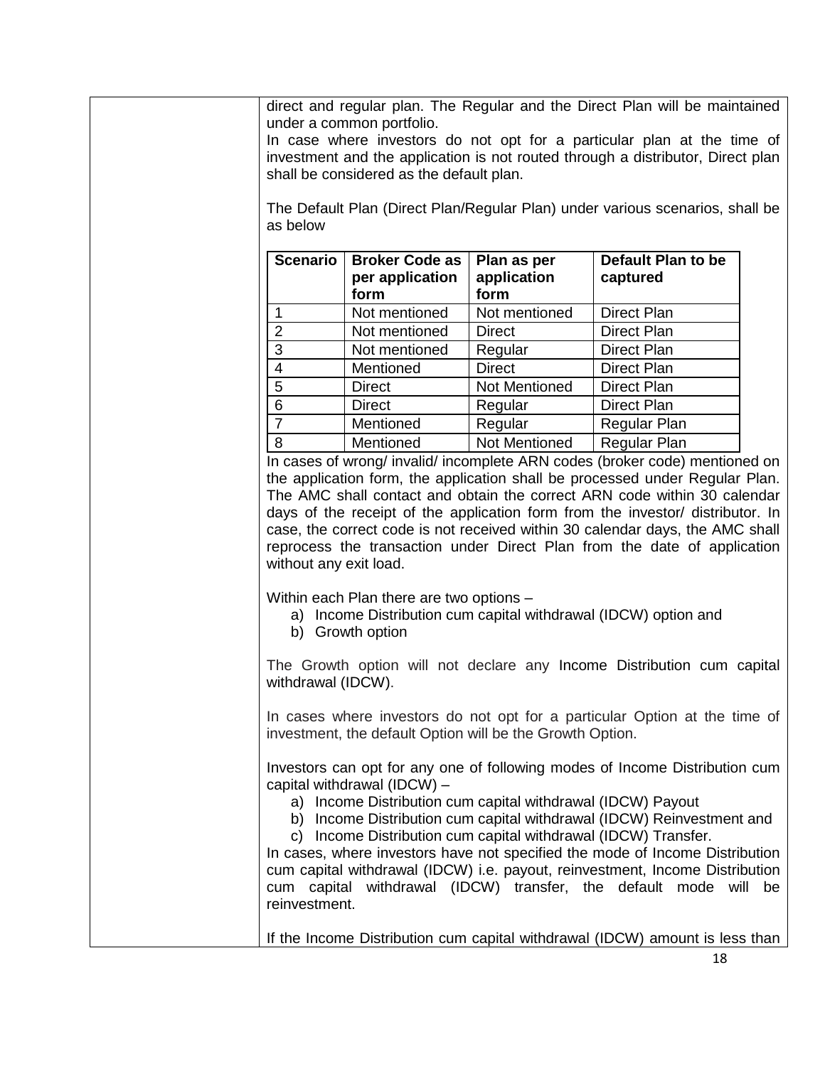direct and regular plan. The Regular and the Direct Plan will be maintained under a common portfolio.

In case where investors do not opt for a particular plan at the time of investment and the application is not routed through a distributor, Direct plan shall be considered as the default plan.

The Default Plan (Direct Plan/Regular Plan) under various scenarios, shall be as below

| Scenario | Broker Code as per application form | Plan as per application form | Default Plan to be captured |
|---|---|---|---|
| 1 | Not mentioned | Not mentioned | Direct Plan |
| 2 | Not mentioned | Direct | Direct Plan |
| 3 | Not mentioned | Regular | Direct Plan |
| 4 | Mentioned | Direct | Direct Plan |
| 5 | Direct | Not Mentioned | Direct Plan |
| 6 | Direct | Regular | Direct Plan |
| 7 | Mentioned | Regular | Regular Plan |
| 8 | Mentioned | Not Mentioned | Regular Plan |

In cases of wrong/ invalid/ incomplete ARN codes (broker code) mentioned on the application form, the application shall be processed under Regular Plan. The AMC shall contact and obtain the correct ARN code within 30 calendar days of the receipt of the application form from the investor/ distributor. In case, the correct code is not received within 30 calendar days, the AMC shall reprocess the transaction under Direct Plan from the date of application without any exit load.

Within each Plan there are two options –

a) Income Distribution cum capital withdrawal (IDCW) option and
b) Growth option

The Growth option will not declare any Income Distribution cum capital withdrawal (IDCW).

In cases where investors do not opt for a particular Option at the time of investment, the default Option will be the Growth Option.

Investors can opt for any one of following modes of Income Distribution cum capital withdrawal (IDCW) –

a) Income Distribution cum capital withdrawal (IDCW) Payout
b) Income Distribution cum capital withdrawal (IDCW) Reinvestment and
c) Income Distribution cum capital withdrawal (IDCW) Transfer.

In cases, where investors have not specified the mode of Income Distribution cum capital withdrawal (IDCW) i.e. payout, reinvestment, Income Distribution cum capital withdrawal (IDCW) transfer, the default mode will be reinvestment.

If the Income Distribution cum capital withdrawal (IDCW) amount is less than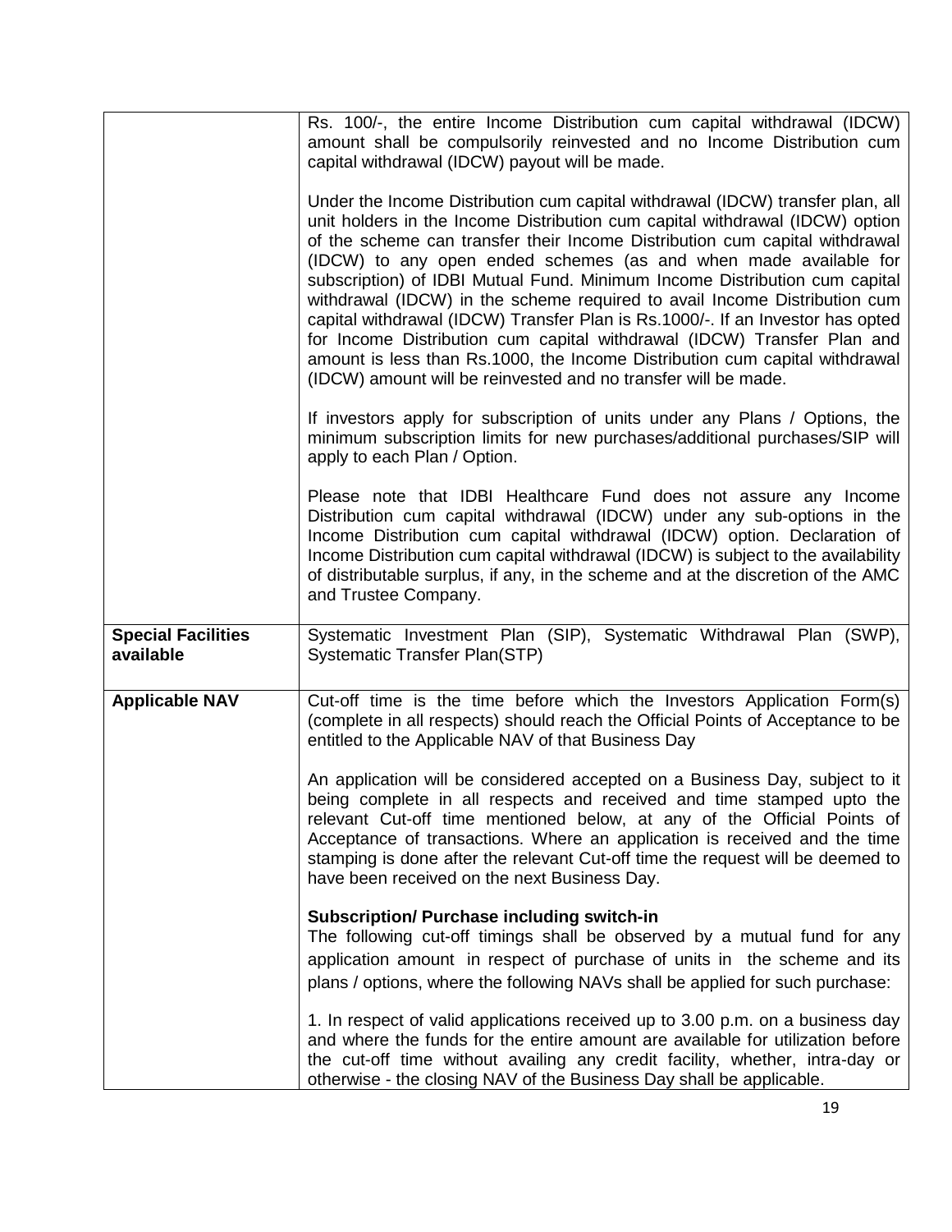| | |
|---|---|
| | Rs. 100/-, the entire Income Distribution cum capital withdrawal (IDCW) amount shall be compulsorily reinvested and no Income Distribution cum capital withdrawal (IDCW) payout will be made.<br><br>Under the Income Distribution cum capital withdrawal (IDCW) transfer plan, all unit holders in the Income Distribution cum capital withdrawal (IDCW) option of the scheme can transfer their Income Distribution cum capital withdrawal (IDCW) to any open ended schemes (as and when made available for subscription) of IDBI Mutual Fund. Minimum Income Distribution cum capital withdrawal (IDCW) in the scheme required to avail Income Distribution cum capital withdrawal (IDCW) Transfer Plan is Rs.1000/-. If an Investor has opted for Income Distribution cum capital withdrawal (IDCW) Transfer Plan and amount is less than Rs.1000, the Income Distribution cum capital withdrawal (IDCW) amount will be reinvested and no transfer will be made.<br><br>If investors apply for subscription of units under any Plans / Options, the minimum subscription limits for new purchases/additional purchases/SIP will apply to each Plan / Option.<br><br>Please note that IDBI Healthcare Fund does not assure any Income Distribution cum capital withdrawal (IDCW) under any sub-options in the Income Distribution cum capital withdrawal (IDCW) option. Declaration of Income Distribution cum capital withdrawal (IDCW) is subject to the availability of distributable surplus, if any, in the scheme and at the discretion of the AMC and Trustee Company. |
| **Special Facilities available** | Systematic Investment Plan (SIP), Systematic Withdrawal Plan (SWP), Systematic Transfer Plan(STP) |
| **Applicable NAV** | Cut-off time is the time before which the Investors Application Form(s) (complete in all respects) should reach the Official Points of Acceptance to be entitled to the Applicable NAV of that Business Day<br><br>An application will be considered accepted on a Business Day, subject to it being complete in all respects and received and time stamped upto the relevant Cut-off time mentioned below, at any of the Official Points of Acceptance of transactions. Where an application is received and the time stamping is done after the relevant Cut-off time the request will be deemed to have been received on the next Business Day.<br><br>**Subscription/ Purchase including switch-in**<br>The following cut-off timings shall be observed by a mutual fund for any application amount in respect of purchase of units in the scheme and its plans / options, where the following NAVs shall be applied for such purchase:<br><br>1. In respect of valid applications received up to 3.00 p.m. on a business day and where the funds for the entire amount are available for utilization before the cut-off time without availing any credit facility, whether, intra-day or otherwise - the closing NAV of the Business Day shall be applicable. |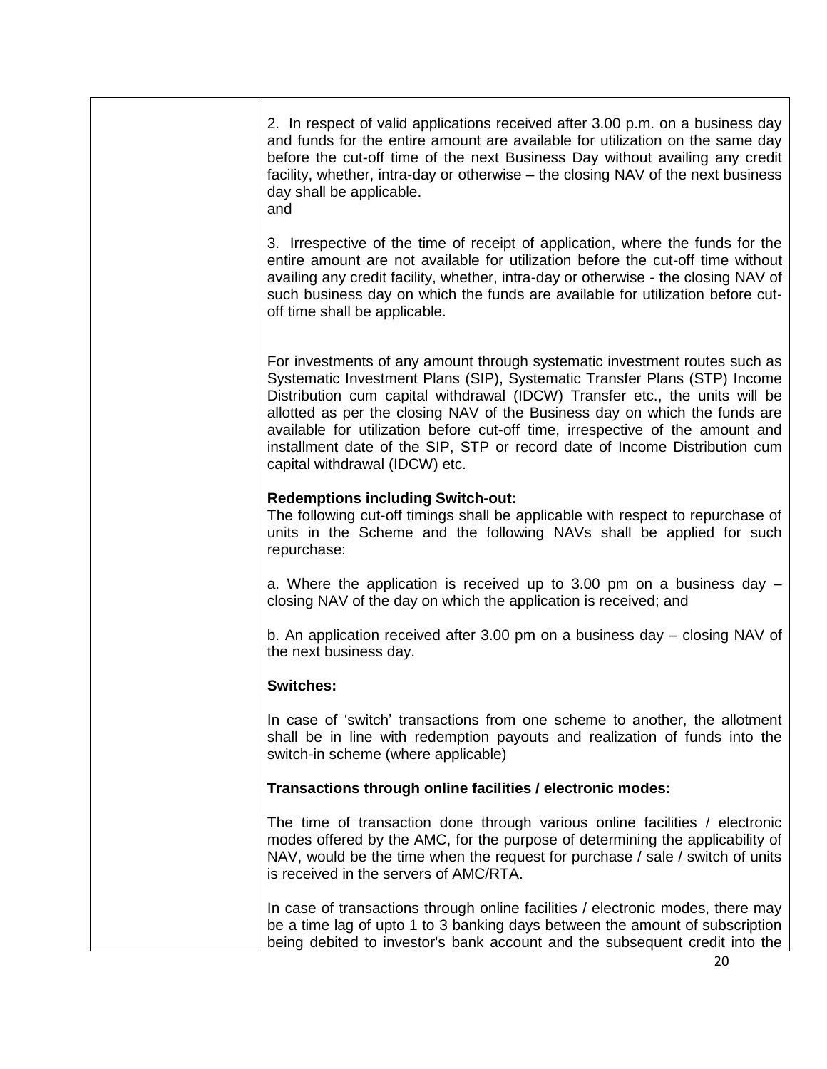| | |
|---|---|
| | 2. In respect of valid applications received after 3.00 p.m. on a business day and funds for the entire amount are available for utilization on the same day before the cut-off time of the next Business Day without availing any credit facility, whether, intra-day or otherwise – the closing NAV of the next business day shall be applicable.<br>and<br><br>3. Irrespective of the time of receipt of application, where the funds for the entire amount are not available for utilization before the cut-off time without availing any credit facility, whether, intra-day or otherwise - the closing NAV of such business day on which the funds are available for utilization before cut-off time shall be applicable.<br><br>For investments of any amount through systematic investment routes such as Systematic Investment Plans (SIP), Systematic Transfer Plans (STP) Income Distribution cum capital withdrawal (IDCW) Transfer etc., the units will be allotted as per the closing NAV of the Business day on which the funds are available for utilization before cut-off time, irrespective of the amount and installment date of the SIP, STP or record date of Income Distribution cum capital withdrawal (IDCW) etc.<br><br>**Redemptions including Switch-out:**<br>The following cut-off timings shall be applicable with respect to repurchase of units in the Scheme and the following NAVs shall be applied for such repurchase:<br><br>a. Where the application is received up to 3.00 pm on a business day – closing NAV of the day on which the application is received; and<br><br>b. An application received after 3.00 pm on a business day – closing NAV of the next business day.<br><br>**Switches:**<br><br>In case of 'switch' transactions from one scheme to another, the allotment shall be in line with redemption payouts and realization of funds into the switch-in scheme (where applicable)<br><br>**Transactions through online facilities / electronic modes:**<br><br>The time of transaction done through various online facilities / electronic modes offered by the AMC, for the purpose of determining the applicability of NAV, would be the time when the request for purchase / sale / switch of units is received in the servers of AMC/RTA.<br><br>In case of transactions through online facilities / electronic modes, there may be a time lag of upto 1 to 3 banking days between the amount of subscription being debited to investor's bank account and the subsequent credit into the |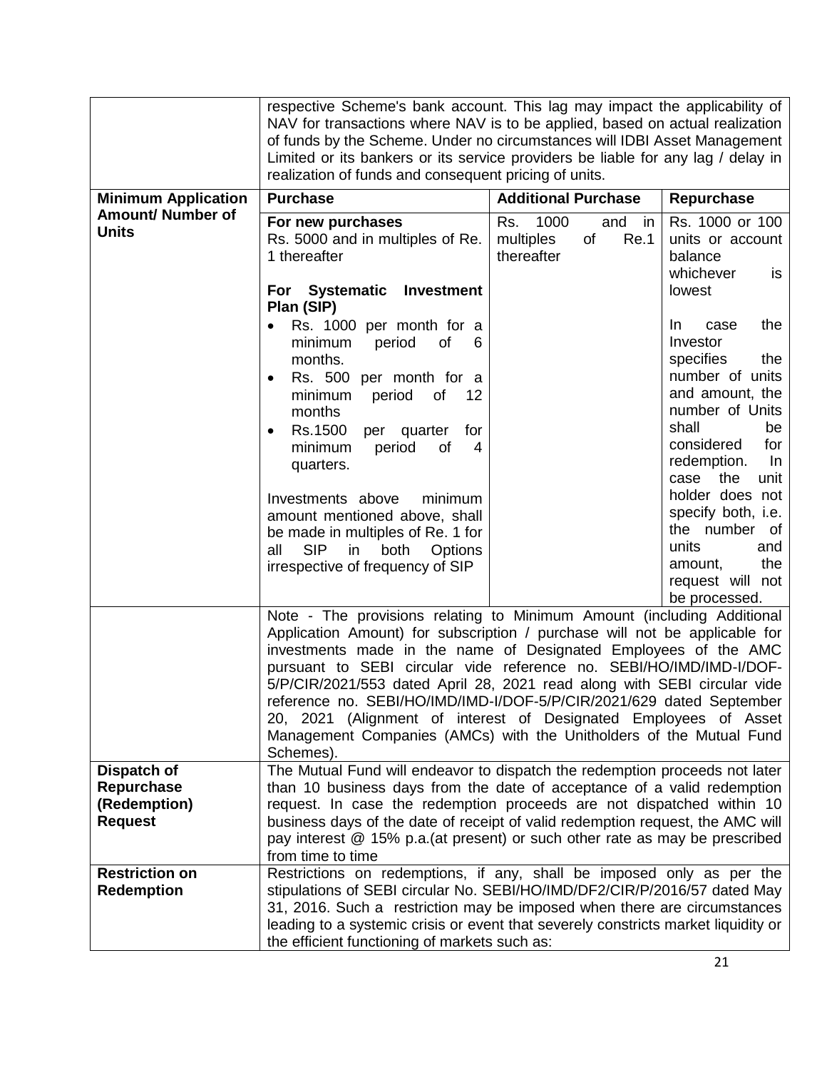| | | | |
|---|---|---|---|
| | respective Scheme's bank account. This lag may impact the applicability of NAV for transactions where NAV is to be applied, based on actual realization of funds by the Scheme. Under no circumstances will IDBI Asset Management Limited or its bankers or its service providers be liable for any lag / delay in realization of funds and consequent pricing of units. | | |
| **Minimum Application Amount/ Number of Units** | **Purchase** | **Additional Purchase** | **Repurchase** |
| | **For new purchases**<br>Rs. 5000 and in multiples of Re. 1 thereafter<br><br>**For Systematic Investment Plan (SIP)**<br>• Rs. 1000 per month for a minimum period of 6 months.<br>• Rs. 500 per month for a minimum period of 12 months<br>• Rs.1500 per quarter for minimum period of 4 quarters.<br><br>Investments above minimum amount mentioned above, shall be made in multiples of Re. 1 for all SIP in both Options irrespective of frequency of SIP | Rs. 1000 and in multiples of Re.1 thereafter | Rs. 1000 or 100 units or account balance whichever is lowest<br><br>In case the Investor specifies the number of units and amount, the number of Units shall be considered for redemption. In case the unit holder does not specify both, i.e. the number of units and amount, the request will not be processed. |
| | Note - The provisions relating to Minimum Amount (including Additional Application Amount) for subscription / purchase will not be applicable for investments made in the name of Designated Employees of the AMC pursuant to SEBI circular vide reference no. SEBI/HO/IMD/IMD-I/DOF-5/P/CIR/2021/553 dated April 28, 2021 read along with SEBI circular vide reference no. SEBI/HO/IMD/IMD-I/DOF-5/P/CIR/2021/629 dated September 20, 2021 (Alignment of interest of Designated Employees of Asset Management Companies (AMCs) with the Unitholders of the Mutual Fund Schemes). | | |
| **Dispatch of Repurchase (Redemption) Request** | The Mutual Fund will endeavor to dispatch the redemption proceeds not later than 10 business days from the date of acceptance of a valid redemption request. In case the redemption proceeds are not dispatched within 10 business days of the date of receipt of valid redemption request, the AMC will pay interest @ 15% p.a.(at present) or such other rate as may be prescribed from time to time | | |
| **Restriction on Redemption** | Restrictions on redemptions, if any, shall be imposed only as per the stipulations of SEBI circular No. SEBI/HO/IMD/DF2/CIR/P/2016/57 dated May 31, 2016. Such a restriction may be imposed when there are circumstances leading to a systemic crisis or event that severely constricts market liquidity or the efficient functioning of markets such as: | | |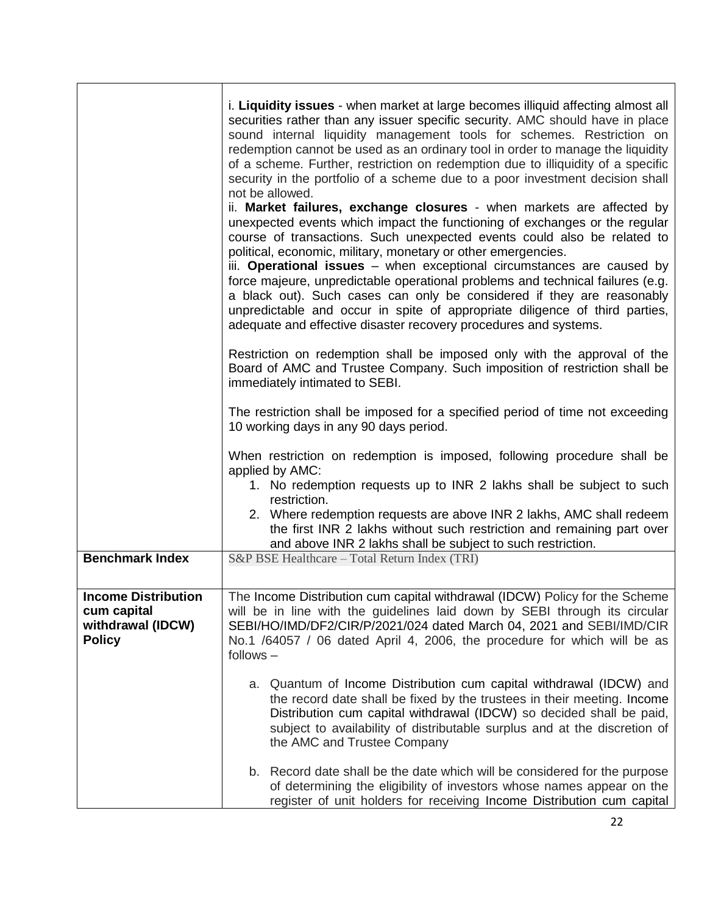| | |
|---|---|
| | i. **Liquidity issues** - when market at large becomes illiquid affecting almost all securities rather than any issuer specific security. AMC should have in place sound internal liquidity management tools for schemes. Restriction on redemption cannot be used as an ordinary tool in order to manage the liquidity of a scheme. Further, restriction on redemption due to illiquidity of a specific security in the portfolio of a scheme due to a poor investment decision shall not be allowed.<br>ii. **Market failures, exchange closures** - when markets are affected by unexpected events which impact the functioning of exchanges or the regular course of transactions. Such unexpected events could also be related to political, economic, military, monetary or other emergencies.<br>iii. **Operational issues** – when exceptional circumstances are caused by force majeure, unpredictable operational problems and technical failures (e.g. a black out). Such cases can only be considered if they are reasonably unpredictable and occur in spite of appropriate diligence of third parties, adequate and effective disaster recovery procedures and systems.<br><br>Restriction on redemption shall be imposed only with the approval of the Board of AMC and Trustee Company. Such imposition of restriction shall be immediately intimated to SEBI.<br><br>The restriction shall be imposed for a specified period of time not exceeding 10 working days in any 90 days period.<br><br>When restriction on redemption is imposed, following procedure shall be applied by AMC:<br>1. No redemption requests up to INR 2 lakhs shall be subject to such restriction.<br>2. Where redemption requests are above INR 2 lakhs, AMC shall redeem the first INR 2 lakhs without such restriction and remaining part over and above INR 2 lakhs shall be subject to such restriction. |
| **Benchmark Index** | S&P BSE Healthcare – Total Return Index (TRI) |
| **Income Distribution cum capital withdrawal (IDCW) Policy** | The Income Distribution cum capital withdrawal (IDCW) Policy for the Scheme will be in line with the guidelines laid down by SEBI through its circular SEBI/HO/IMD/DF2/CIR/P/2021/024 dated March 04, 2021 and SEBI/IMD/CIR No.1 /64057 / 06 dated April 4, 2006, the procedure for which will be as follows –<br><br>a. Quantum of Income Distribution cum capital withdrawal (IDCW) and the record date shall be fixed by the trustees in their meeting. Income Distribution cum capital withdrawal (IDCW) so decided shall be paid, subject to availability of distributable surplus and at the discretion of the AMC and Trustee Company<br><br>b. Record date shall be the date which will be considered for the purpose of determining the eligibility of investors whose names appear on the register of unit holders for receiving Income Distribution cum capital |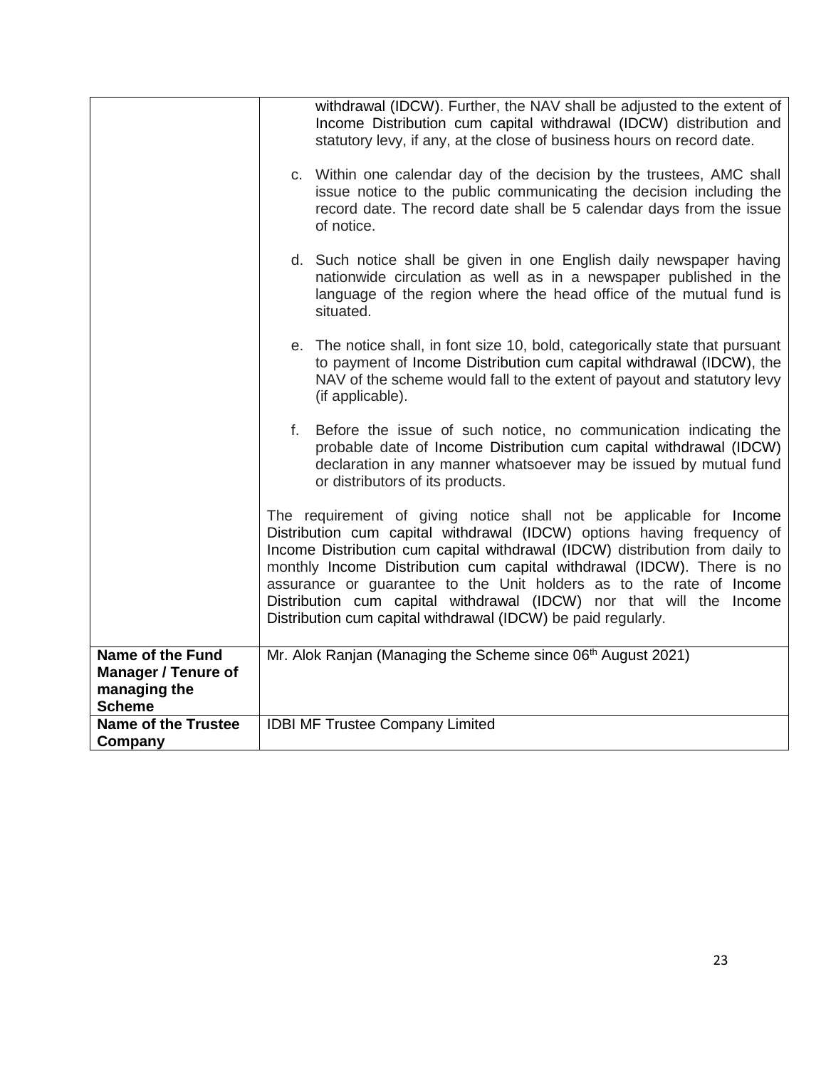| | |
|---|---|
| | withdrawal (IDCW). Further, the NAV shall be adjusted to the extent of Income Distribution cum capital withdrawal (IDCW) distribution and statutory levy, if any, at the close of business hours on record date.<br><br>c. Within one calendar day of the decision by the trustees, AMC shall issue notice to the public communicating the decision including the record date. The record date shall be 5 calendar days from the issue of notice.<br><br>d. Such notice shall be given in one English daily newspaper having nationwide circulation as well as in a newspaper published in the language of the region where the head office of the mutual fund is situated.<br><br>e. The notice shall, in font size 10, bold, categorically state that pursuant to payment of Income Distribution cum capital withdrawal (IDCW), the NAV of the scheme would fall to the extent of payout and statutory levy (if applicable).<br><br>f. Before the issue of such notice, no communication indicating the probable date of Income Distribution cum capital withdrawal (IDCW) declaration in any manner whatsoever may be issued by mutual fund or distributors of its products.<br><br>The requirement of giving notice shall not be applicable for Income Distribution cum capital withdrawal (IDCW) options having frequency of Income Distribution cum capital withdrawal (IDCW) distribution from daily to monthly Income Distribution cum capital withdrawal (IDCW). There is no assurance or guarantee to the Unit holders as to the rate of Income Distribution cum capital withdrawal (IDCW) nor that will the Income Distribution cum capital withdrawal (IDCW) be paid regularly. |
| **Name of the Fund Manager / Tenure of managing the Scheme** | Mr. Alok Ranjan (Managing the Scheme since 06th August 2021) |
| **Name of the Trustee Company** | IDBI MF Trustee Company Limited |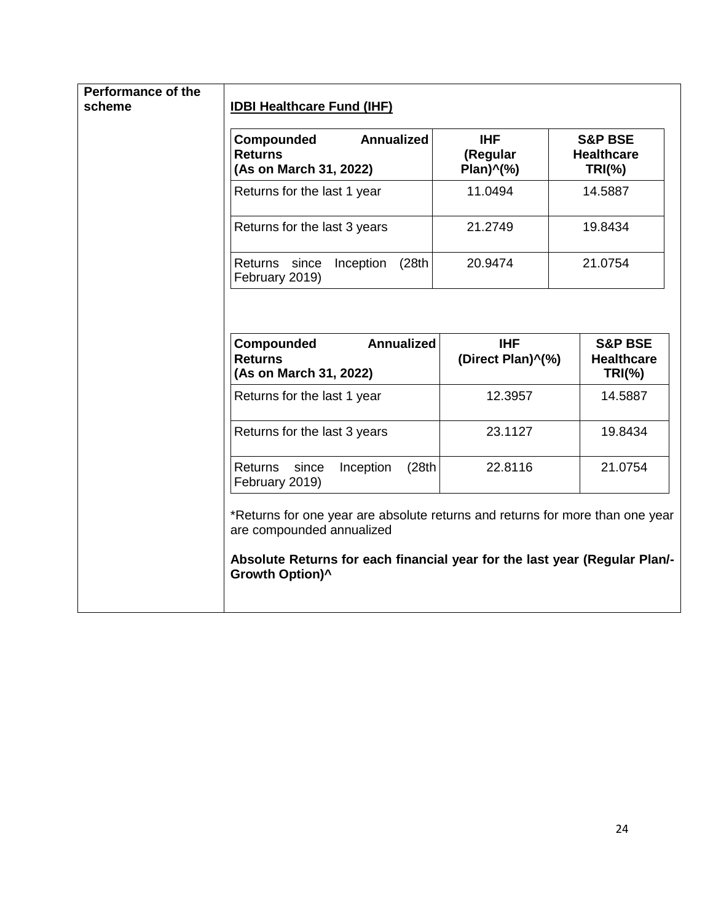**Performance of the scheme**

**IDBI Healthcare Fund (IHF)**

| **Compounded Annualized Returns (As on March 31, 2022)** | **IHF (Regular Plan)^(%)** | **S&P BSE Healthcare TRI(%)** |
|---|---|---|
| Returns for the last 1 year | 11.0494 | 14.5887 |
| Returns for the last 3 years | 21.2749 | 19.8434 |
| Returns since Inception (28th February 2019) | 20.9474 | 21.0754 |

| **Compounded Annualized Returns (As on March 31, 2022)** | **IHF (Direct Plan)^(%)** | **S&P BSE Healthcare TRI(%)** |
|---|---|---|
| Returns for the last 1 year | 12.3957 | 14.5887 |
| Returns for the last 3 years | 23.1127 | 19.8434 |
| Returns since Inception (28th February 2019) | 22.8116 | 21.0754 |

*Returns for one year are absolute returns and returns for more than one year are compounded annualized

**Absolute Returns for each financial year for the last year (Regular Plan/-Growth Option)^**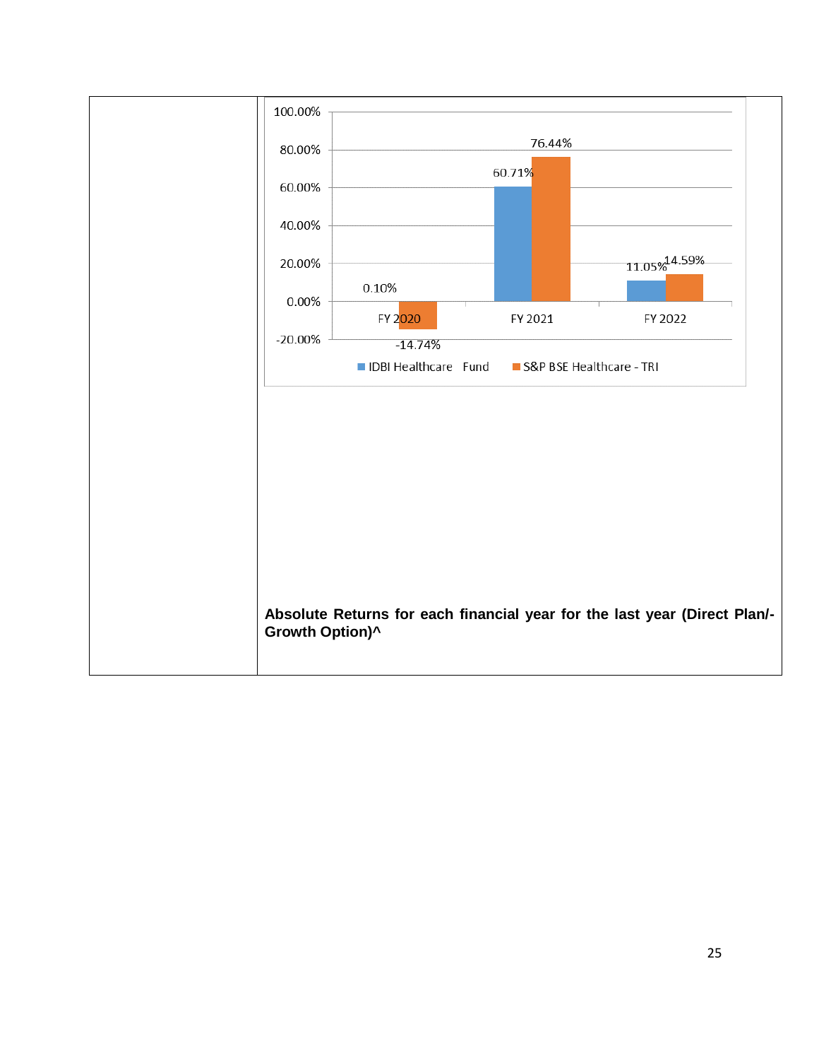| | |
|---|---|
| | 100.00%<br>80.00%<br>60.00%<br>40.00%<br>20.00%<br>0.00%<br>-20.00%<br><br>FY 2020: 0.10% (IDBI Healthcare Fund), -14.74% (S&P BSE Healthcare - TRI)<br>FY 2021: 60.71% (IDBI Healthcare Fund), 76.44% (S&P BSE Healthcare - TRI)<br>FY 2022: 11.05% (IDBI Healthcare Fund), 14.59% (S&P BSE Healthcare - TRI)<br><br>IDBI Healthcare Fund &nbsp;&nbsp; S&P BSE Healthcare - TRI<br><br>**Absolute Returns for each financial year for the last year (Direct Plan/-Growth Option)^** |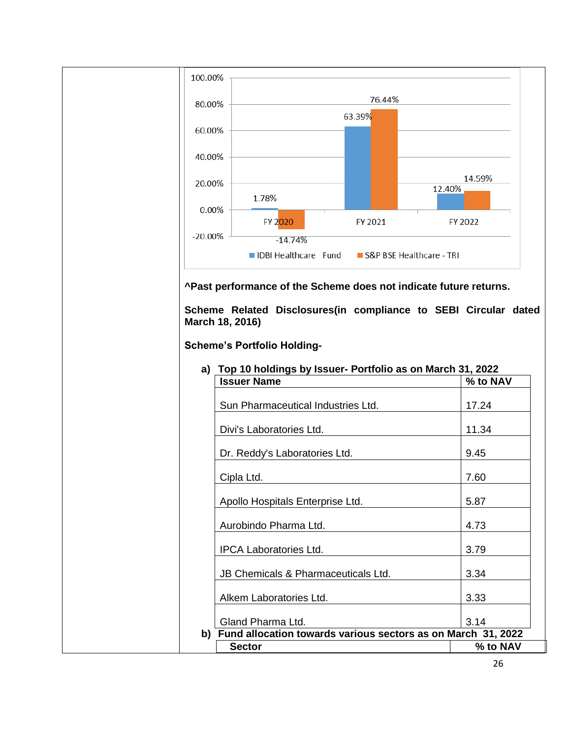| | IDBI Healthcare Fund | S&P BSE Healthcare - TRI |
|---|---|---|
| FY 2020 | 1.78% | -14.74% |
| FY 2021 | 63.39% | 76.44% |
| FY 2022 | 12.40% | 14.59% |

**^Past performance of the Scheme does not indicate future returns.**

**Scheme Related Disclosures(in compliance to SEBI Circular dated March 18, 2016)**

**Scheme's Portfolio Holding-**

**a) Top 10 holdings by Issuer- Portfolio as on March 31, 2022**

| Issuer Name | % to NAV |
|---|---|
| Sun Pharmaceutical Industries Ltd. | 17.24 |
| Divi's Laboratories Ltd. | 11.34 |
| Dr. Reddy's Laboratories Ltd. | 9.45 |
| Cipla Ltd. | 7.60 |
| Apollo Hospitals Enterprise Ltd. | 5.87 |
| Aurobindo Pharma Ltd. | 4.73 |
| IPCA Laboratories Ltd. | 3.79 |
| JB Chemicals & Pharmaceuticals Ltd. | 3.34 |
| Alkem Laboratories Ltd. | 3.33 |
| Gland Pharma Ltd. | 3.14 |

**b) Fund allocation towards various sectors as on March 31, 2022**

| Sector | % to NAV |
|---|---|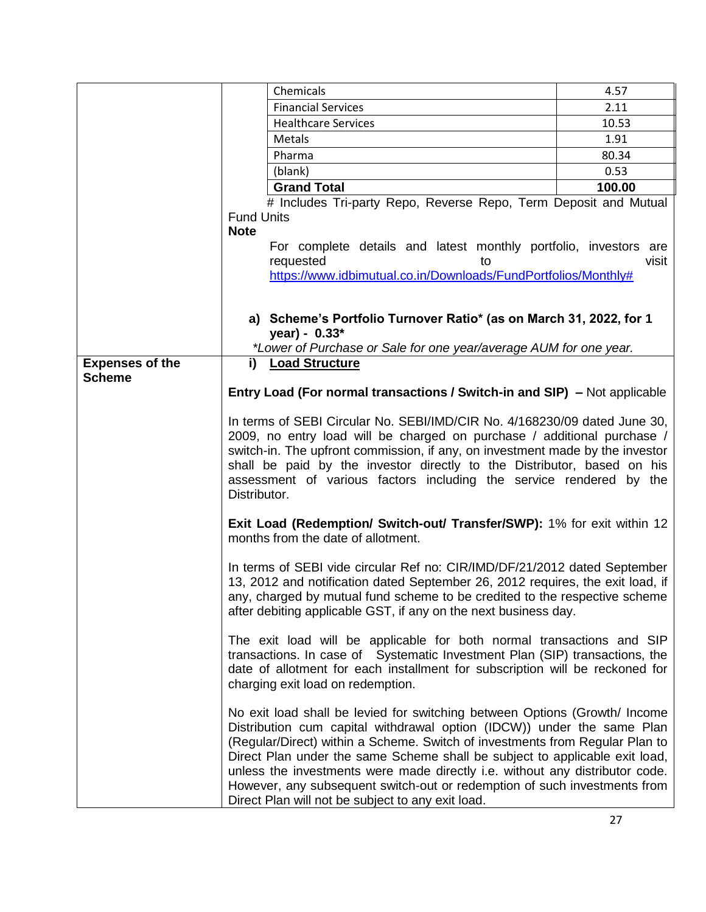| | |
|---|---|
| Chemicals | 4.57 |
| Financial Services | 2.11 |
| Healthcare Services | 10.53 |
| Metals | 1.91 |
| Pharma | 80.34 |
| (blank) | 0.53 |
| **Grand Total** | **100.00** |

# Includes Tri-party Repo, Reverse Repo, Term Deposit and Mutual Fund Units

**Note**

For complete details and latest monthly portfolio, investors are requested to visit https://www.idbimutual.co.in/Downloads/FundPortfolios/Monthly#

**a) Scheme's Portfolio Turnover Ratio* (as on March 31, 2022, for 1 year) - 0.33***

*\*Lower of Purchase or Sale for one year/average AUM for one year.*

**Expenses of the Scheme**

**i) Load Structure**

**Entry Load (For normal transactions / Switch-in and SIP) –** Not applicable

In terms of SEBI Circular No. SEBI/IMD/CIR No. 4/168230/09 dated June 30, 2009, no entry load will be charged on purchase / additional purchase / switch-in. The upfront commission, if any, on investment made by the investor shall be paid by the investor directly to the Distributor, based on his assessment of various factors including the service rendered by the Distributor.

**Exit Load (Redemption/ Switch-out/ Transfer/SWP):** 1% for exit within 12 months from the date of allotment.

In terms of SEBI vide circular Ref no: CIR/IMD/DF/21/2012 dated September 13, 2012 and notification dated September 26, 2012 requires, the exit load, if any, charged by mutual fund scheme to be credited to the respective scheme after debiting applicable GST, if any on the next business day.

The exit load will be applicable for both normal transactions and SIP transactions. In case of Systematic Investment Plan (SIP) transactions, the date of allotment for each installment for subscription will be reckoned for charging exit load on redemption.

No exit load shall be levied for switching between Options (Growth/ Income Distribution cum capital withdrawal option (IDCW)) under the same Plan (Regular/Direct) within a Scheme. Switch of investments from Regular Plan to Direct Plan under the same Scheme shall be subject to applicable exit load, unless the investments were made directly i.e. without any distributor code. However, any subsequent switch-out or redemption of such investments from Direct Plan will not be subject to any exit load.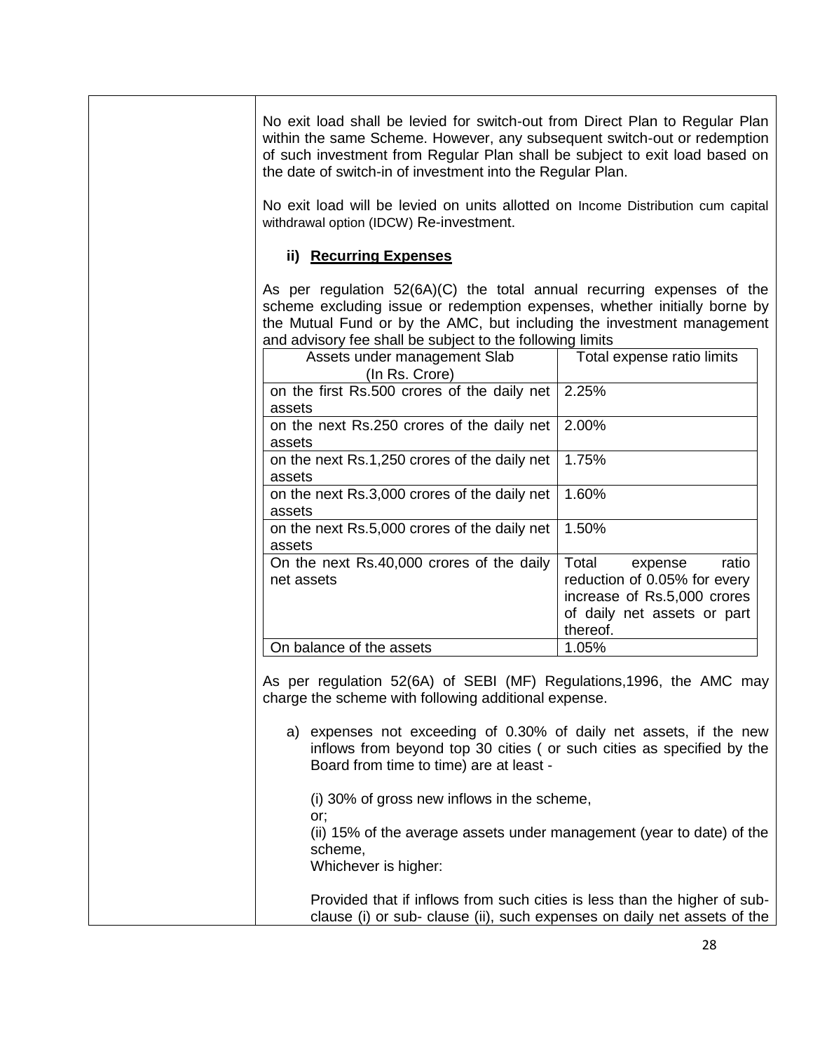No exit load shall be levied for switch-out from Direct Plan to Regular Plan within the same Scheme. However, any subsequent switch-out or redemption of such investment from Regular Plan shall be subject to exit load based on the date of switch-in of investment into the Regular Plan.

No exit load will be levied on units allotted on Income Distribution cum capital withdrawal option (IDCW) Re-investment.

**ii) Recurring Expenses**

As per regulation 52(6A)(C) the total annual recurring expenses of the scheme excluding issue or redemption expenses, whether initially borne by the Mutual Fund or by the AMC, but including the investment management and advisory fee shall be subject to the following limits

| Assets under management Slab (In Rs. Crore) | Total expense ratio limits |
|---|---|
| on the first Rs.500 crores of the daily net assets | 2.25% |
| on the next Rs.250 crores of the daily net assets | 2.00% |
| on the next Rs.1,250 crores of the daily net assets | 1.75% |
| on the next Rs.3,000 crores of the daily net assets | 1.60% |
| on the next Rs.5,000 crores of the daily net assets | 1.50% |
| On the next Rs.40,000 crores of the daily net assets | Total expense ratio reduction of 0.05% for every increase of Rs.5,000 crores of daily net assets or part thereof. |
| On balance of the assets | 1.05% |

As per regulation 52(6A) of SEBI (MF) Regulations,1996, the AMC may charge the scheme with following additional expense.

a) expenses not exceeding of 0.30% of daily net assets, if the new inflows from beyond top 30 cities ( or such cities as specified by the Board from time to time) are at least -

(i) 30% of gross new inflows in the scheme,
or;
(ii) 15% of the average assets under management (year to date) of the scheme,
Whichever is higher:

Provided that if inflows from such cities is less than the higher of sub-clause (i) or sub- clause (ii), such expenses on daily net assets of the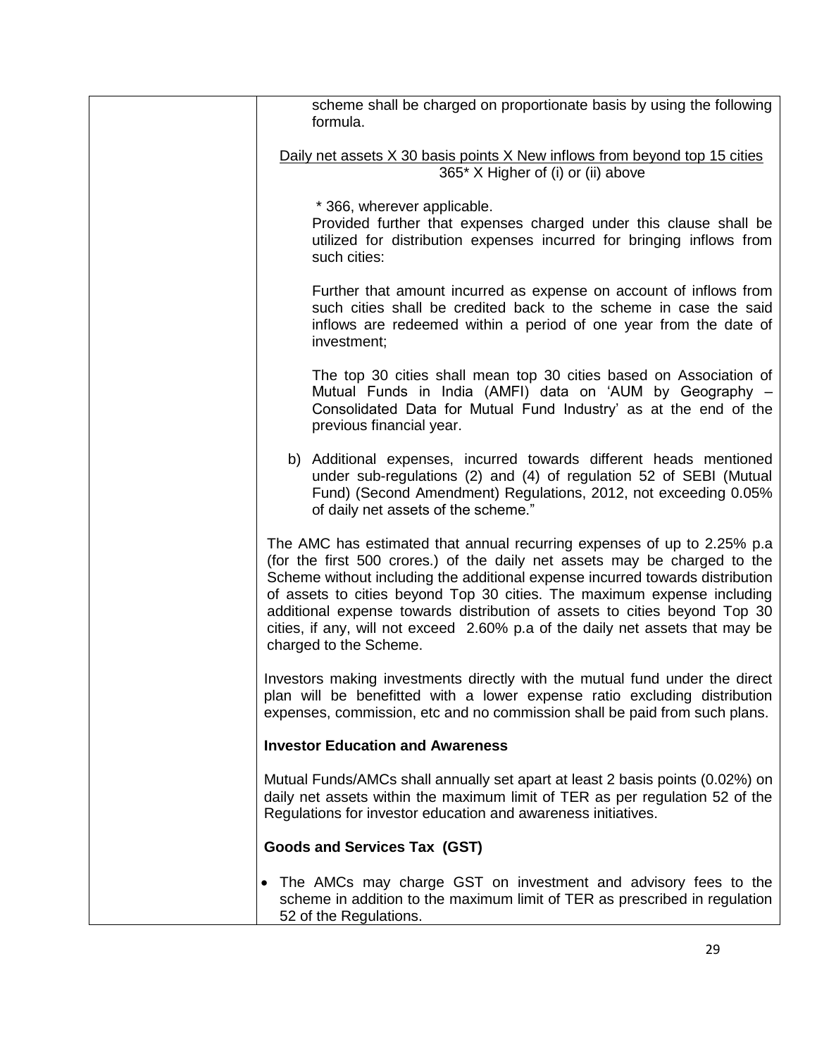| | scheme shall be charged on proportionate basis by using the following formula.<br><br>$$\frac{\text{Daily net assets X 30 basis points X New inflows from beyond top 15 cities}}{365^* \text{ X Higher of (i) or (ii) above}}$$<br><br>* 366, wherever applicable.<br>Provided further that expenses charged under this clause shall be utilized for distribution expenses incurred for bringing inflows from such cities:<br><br>Further that amount incurred as expense on account of inflows from such cities shall be credited back to the scheme in case the said inflows are redeemed within a period of one year from the date of investment;<br><br>The top 30 cities shall mean top 30 cities based on Association of Mutual Funds in India (AMFI) data on 'AUM by Geography – Consolidated Data for Mutual Fund Industry' as at the end of the previous financial year.<br><br>b) Additional expenses, incurred towards different heads mentioned under sub-regulations (2) and (4) of regulation 52 of SEBI (Mutual Fund) (Second Amendment) Regulations, 2012, not exceeding 0.05% of daily net assets of the scheme."<br><br>The AMC has estimated that annual recurring expenses of up to 2.25% p.a (for the first 500 crores.) of the daily net assets may be charged to the Scheme without including the additional expense incurred towards distribution of assets to cities beyond Top 30 cities. The maximum expense including additional expense towards distribution of assets to cities beyond Top 30 cities, if any, will not exceed 2.60% p.a of the daily net assets that may be charged to the Scheme.<br><br>Investors making investments directly with the mutual fund under the direct plan will be benefitted with a lower expense ratio excluding distribution expenses, commission, etc and no commission shall be paid from such plans.<br><br>**Investor Education and Awareness**<br><br>Mutual Funds/AMCs shall annually set apart at least 2 basis points (0.02%) on daily net assets within the maximum limit of TER as per regulation 52 of the Regulations for investor education and awareness initiatives.<br><br>**Goods and Services Tax (GST)**<br><br>• The AMCs may charge GST on investment and advisory fees to the scheme in addition to the maximum limit of TER as prescribed in regulation 52 of the Regulations. |
|---|---|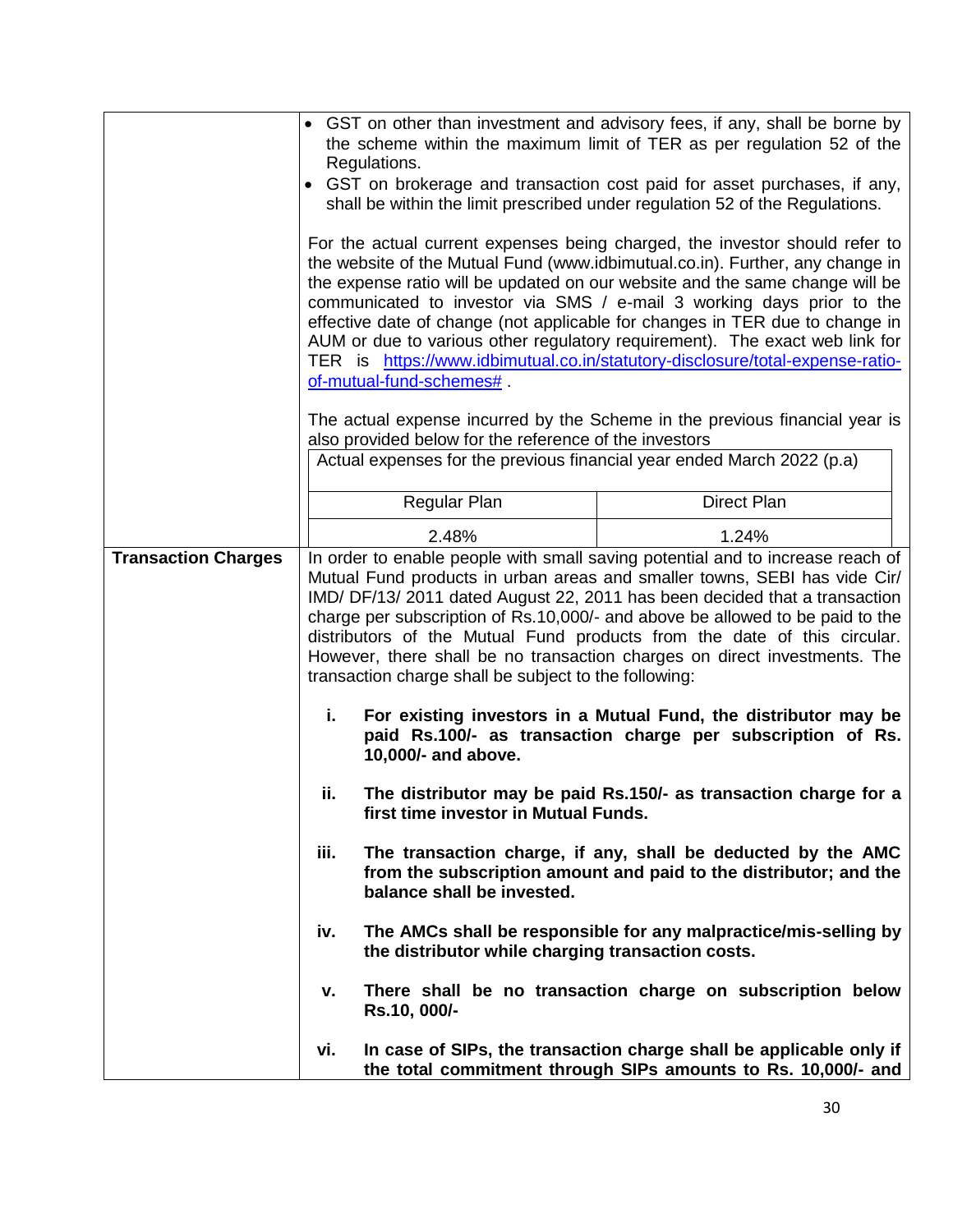- GST on other than investment and advisory fees, if any, shall be borne by the scheme within the maximum limit of TER as per regulation 52 of the Regulations.
- GST on brokerage and transaction cost paid for asset purchases, if any, shall be within the limit prescribed under regulation 52 of the Regulations.

For the actual current expenses being charged, the investor should refer to the website of the Mutual Fund (www.idbimutual.co.in). Further, any change in the expense ratio will be updated on our website and the same change will be communicated to investor via SMS / e-mail 3 working days prior to the effective date of change (not applicable for changes in TER due to change in AUM or due to various other regulatory requirement). The exact web link for TER is [https://www.idbimutual.co.in/statutory-disclosure/total-expense-ratio-of-mutual-fund-schemes#](https://www.idbimutual.co.in/statutory-disclosure/total-expense-ratio-of-mutual-fund-schemes#) .

The actual expense incurred by the Scheme in the previous financial year is also provided below for the reference of the investors

| Actual expenses for the previous financial year ended March 2022 (p.a) | |
|---|---|
| Regular Plan | Direct Plan |
| 2.48% | 1.24% |

**Transaction Charges**

In order to enable people with small saving potential and to increase reach of Mutual Fund products in urban areas and smaller towns, SEBI has vide Cir/ IMD/ DF/13/ 2011 dated August 22, 2011 has been decided that a transaction charge per subscription of Rs.10,000/- and above be allowed to be paid to the distributors of the Mutual Fund products from the date of this circular. However, there shall be no transaction charges on direct investments. The transaction charge shall be subject to the following:

i. **For existing investors in a Mutual Fund, the distributor may be paid Rs.100/- as transaction charge per subscription of Rs. 10,000/- and above.**

ii. **The distributor may be paid Rs.150/- as transaction charge for a first time investor in Mutual Funds.**

iii. **The transaction charge, if any, shall be deducted by the AMC from the subscription amount and paid to the distributor; and the balance shall be invested.**

iv. **The AMCs shall be responsible for any malpractice/mis-selling by the distributor while charging transaction costs.**

v. **There shall be no transaction charge on subscription below Rs.10, 000/-**

vi. **In case of SIPs, the transaction charge shall be applicable only if the total commitment through SIPs amounts to Rs. 10,000/- and**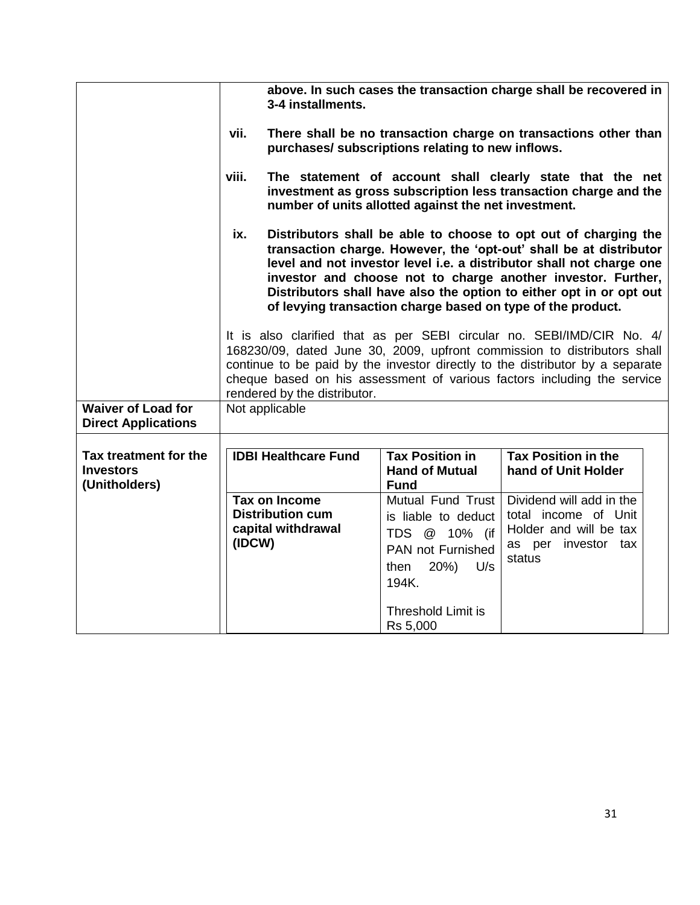| | |
|---|---|
| | **above. In such cases the transaction charge shall be recovered in 3-4 installments.**<br><br>**vii. There shall be no transaction charge on transactions other than purchases/ subscriptions relating to new inflows.**<br><br>**viii. The statement of account shall clearly state that the net investment as gross subscription less transaction charge and the number of units allotted against the net investment.**<br><br>**ix. Distributors shall be able to choose to opt out of charging the transaction charge. However, the 'opt-out' shall be at distributor level and not investor level i.e. a distributor shall not charge one investor and choose not to charge another investor. Further, Distributors shall have also the option to either opt in or opt out of levying transaction charge based on type of the product.**<br><br>It is also clarified that as per SEBI circular no. SEBI/IMD/CIR No. 4/ 168230/09, dated June 30, 2009, upfront commission to distributors shall continue to be paid by the investor directly to the distributor by a separate cheque based on his assessment of various factors including the service rendered by the distributor. |
| **Waiver of Load for Direct Applications** | Not applicable |
| **Tax treatment for the Investors (Unitholders)** | |

| **IDBI Healthcare Fund** | **Tax Position in Hand of Mutual Fund** | **Tax Position in the hand of Unit Holder** |
|---|---|---|
| **Tax on Income Distribution cum capital withdrawal (IDCW)** | Mutual Fund Trust is liable to deduct TDS @ 10% (if PAN not Furnished then 20%) U/s 194K.<br><br>Threshold Limit is Rs 5,000 | Dividend will add in the total income of Unit Holder and will be tax as per investor tax status |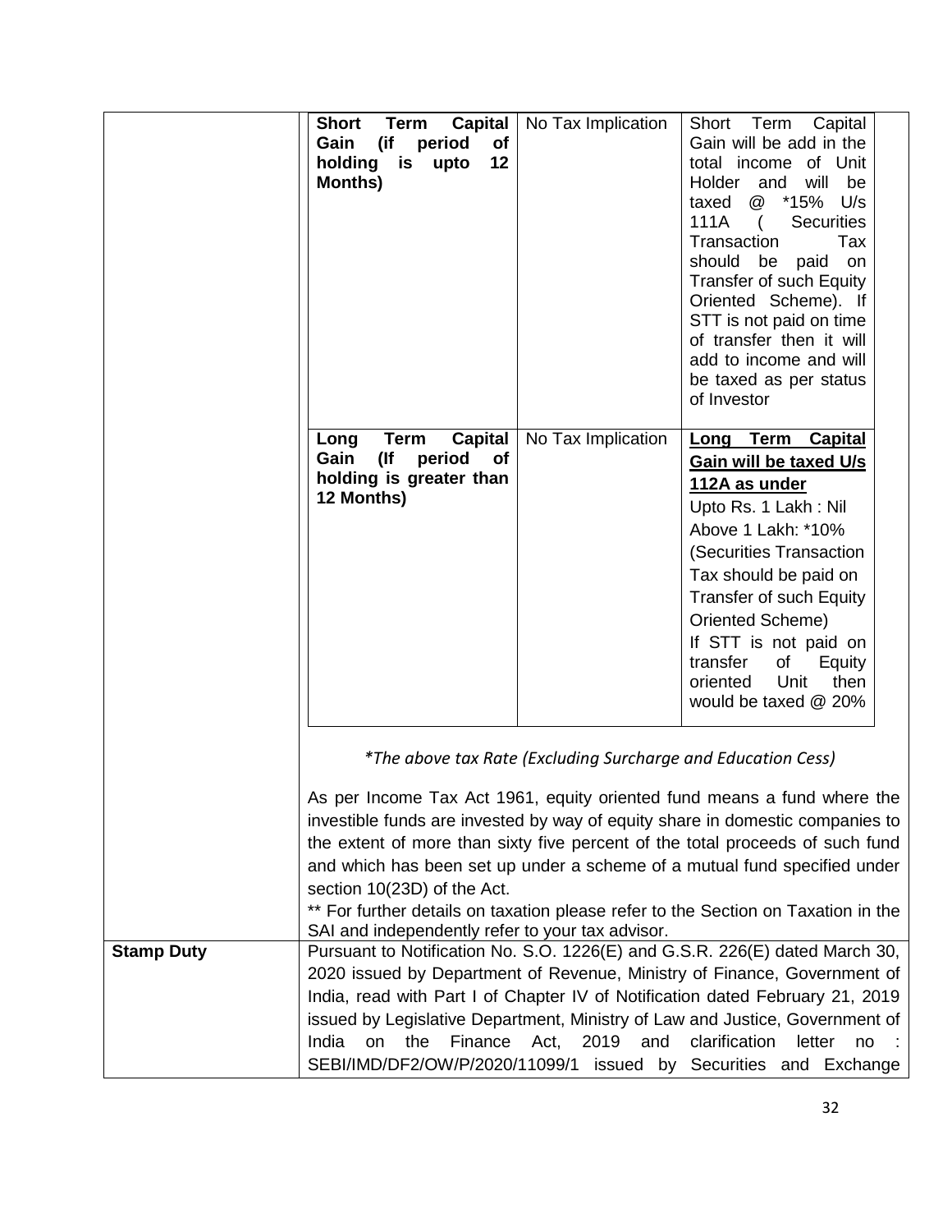| | | |
|---|---|---|
| **Short Term Capital Gain (if period of holding is upto 12 Months)** | No Tax Implication | Short Term Capital Gain will be add in the total income of Unit Holder and will be taxed @ *15% U/s 111A ( Securities Transaction Tax should be paid on Transfer of such Equity Oriented Scheme). If STT is not paid on time of transfer then it will add to income and will be taxed as per status of Investor |
| **Long Term Capital Gain (If period of holding is greater than 12 Months)** | No Tax Implication | **Long Term Capital Gain will be taxed U/s 112A as under**<br>Upto Rs. 1 Lakh : Nil<br>Above 1 Lakh: *10%<br>(Securities Transaction Tax should be paid on Transfer of such Equity Oriented Scheme)<br>If STT is not paid on transfer of Equity oriented Unit then would be taxed @ 20% |

*\*The above tax Rate (Excluding Surcharge and Education Cess)*

As per Income Tax Act 1961, equity oriented fund means a fund where the investible funds are invested by way of equity share in domestic companies to the extent of more than sixty five percent of the total proceeds of such fund and which has been set up under a scheme of a mutual fund specified under section 10(23D) of the Act.

** For further details on taxation please refer to the Section on Taxation in the SAI and independently refer to your tax advisor.

| | |
|---|---|
| **Stamp Duty** | Pursuant to Notification No. S.O. 1226(E) and G.S.R. 226(E) dated March 30, 2020 issued by Department of Revenue, Ministry of Finance, Government of India, read with Part I of Chapter IV of Notification dated February 21, 2019 issued by Legislative Department, Ministry of Law and Justice, Government of India on the Finance Act, 2019 and clarification letter no : SEBI/IMD/DF2/OW/P/2020/11099/1 issued by Securities and Exchange |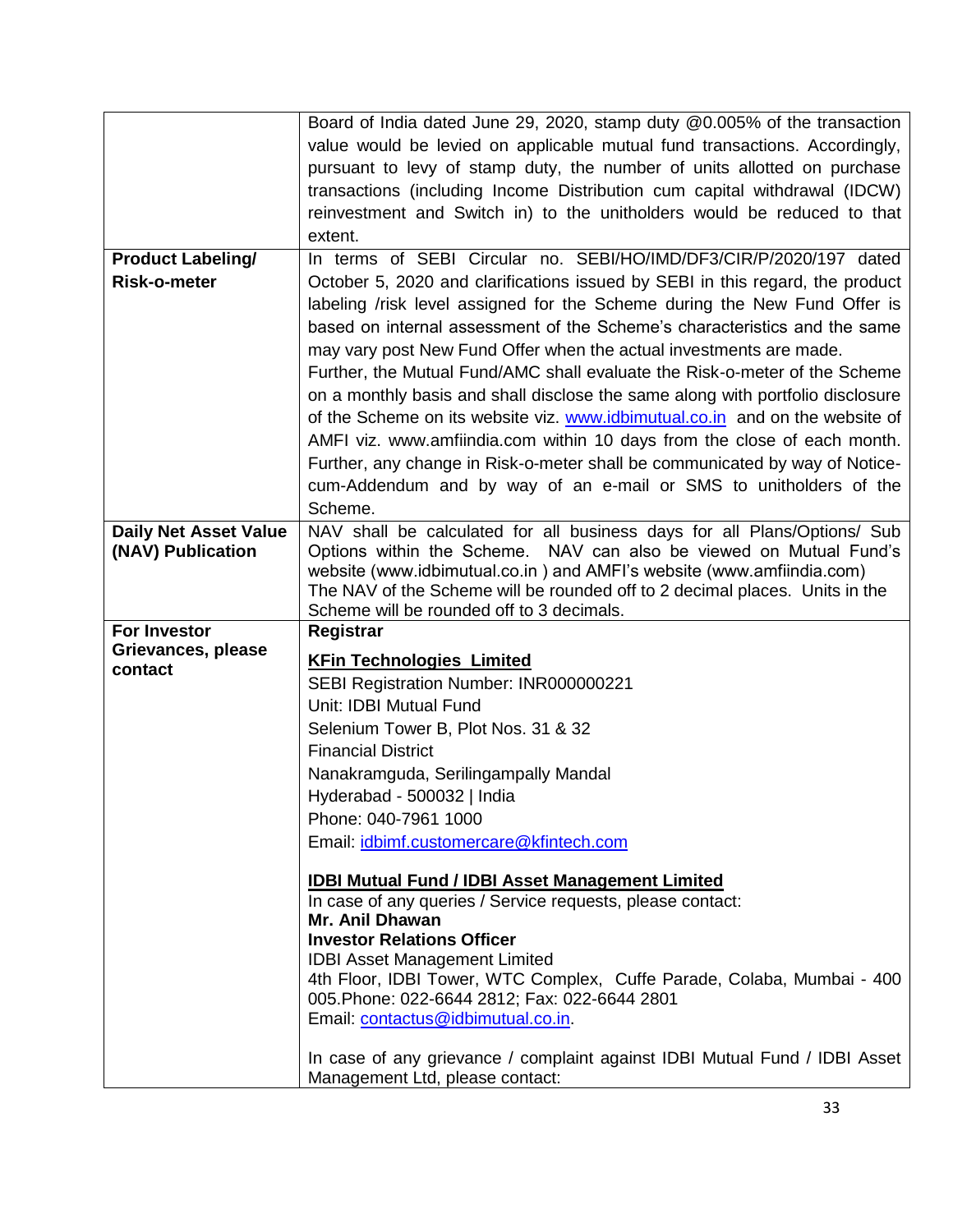| | |
|---|---|
| | Board of India dated June 29, 2020, stamp duty @0.005% of the transaction value would be levied on applicable mutual fund transactions. Accordingly, pursuant to levy of stamp duty, the number of units allotted on purchase transactions (including Income Distribution cum capital withdrawal (IDCW) reinvestment and Switch in) to the unitholders would be reduced to that extent. |
| **Product Labeling/ Risk-o-meter** | In terms of SEBI Circular no. SEBI/HO/IMD/DF3/CIR/P/2020/197 dated October 5, 2020 and clarifications issued by SEBI in this regard, the product labeling /risk level assigned for the Scheme during the New Fund Offer is based on internal assessment of the Scheme's characteristics and the same may vary post New Fund Offer when the actual investments are made.<br>Further, the Mutual Fund/AMC shall evaluate the Risk-o-meter of the Scheme on a monthly basis and shall disclose the same along with portfolio disclosure of the Scheme on its website viz. www.idbimutual.co.in and on the website of AMFI viz. www.amfiindia.com within 10 days from the close of each month. Further, any change in Risk-o-meter shall be communicated by way of Notice-cum-Addendum and by way of an e-mail or SMS to unitholders of the Scheme. |
| **Daily Net Asset Value (NAV) Publication** | NAV shall be calculated for all business days for all Plans/Options/ Sub Options within the Scheme. NAV can also be viewed on Mutual Fund's website (www.idbimutual.co.in ) and AMFI's website (www.amfiindia.com)<br>The NAV of the Scheme will be rounded off to 2 decimal places. Units in the Scheme will be rounded off to 3 decimals. |
| **For Investor Grievances, please contact** | **Registrar**<br><br>**KFin Technologies Limited**<br>SEBI Registration Number: INR000000221<br>Unit: IDBI Mutual Fund<br>Selenium Tower B, Plot Nos. 31 & 32<br>Financial District<br>Nanakramguda, Serilingampally Mandal<br>Hyderabad - 500032 \| India<br>Phone: 040-7961 1000<br>Email: idbimf.customercare@kfintech.com<br><br>**IDBI Mutual Fund / IDBI Asset Management Limited**<br>In case of any queries / Service requests, please contact:<br>**Mr. Anil Dhawan**<br>**Investor Relations Officer**<br>IDBI Asset Management Limited<br>4th Floor, IDBI Tower, WTC Complex, Cuffe Parade, Colaba, Mumbai - 400 005.Phone: 022-6644 2812; Fax: 022-6644 2801<br>Email: contactus@idbimutual.co.in.<br><br>In case of any grievance / complaint against IDBI Mutual Fund / IDBI Asset Management Ltd, please contact: |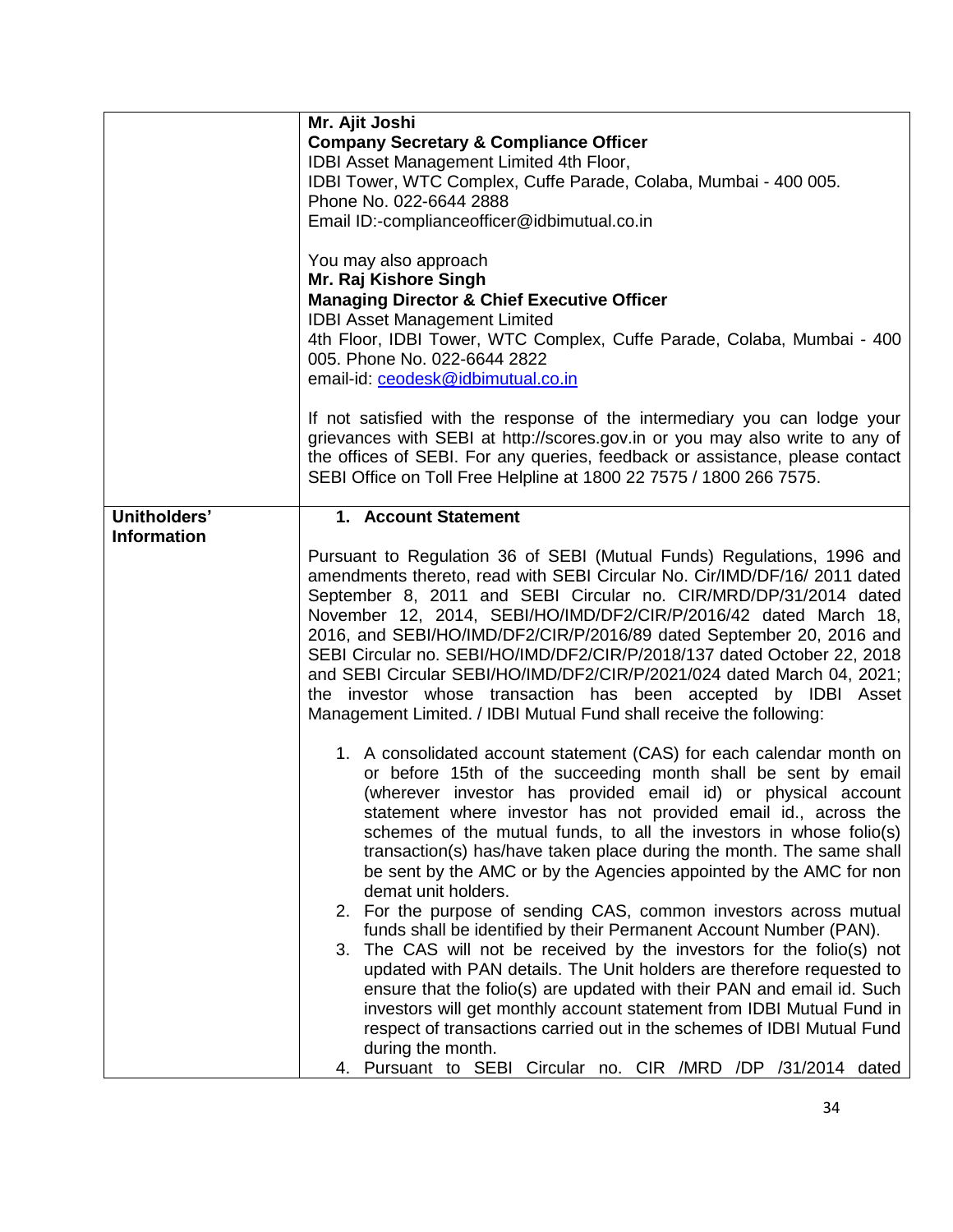| | |
|---|---|
| | **Mr. Ajit Joshi**<br>**Company Secretary & Compliance Officer**<br>IDBI Asset Management Limited 4th Floor,<br>IDBI Tower, WTC Complex, Cuffe Parade, Colaba, Mumbai - 400 005.<br>Phone No. 022-6644 2888<br>Email ID:-complianceofficer@idbimutual.co.in<br><br>You may also approach<br>**Mr. Raj Kishore Singh**<br>**Managing Director & Chief Executive Officer**<br>IDBI Asset Management Limited<br>4th Floor, IDBI Tower, WTC Complex, Cuffe Parade, Colaba, Mumbai - 400 005. Phone No. 022-6644 2822<br>email-id: ceodesk@idbimutual.co.in<br><br>If not satisfied with the response of the intermediary you can lodge your grievances with SEBI at http://scores.gov.in or you may also write to any of the offices of SEBI. For any queries, feedback or assistance, please contact SEBI Office on Toll Free Helpline at 1800 22 7575 / 1800 266 7575. |
| **Unitholders' Information** | **1. Account Statement**<br><br>Pursuant to Regulation 36 of SEBI (Mutual Funds) Regulations, 1996 and amendments thereto, read with SEBI Circular No. Cir/IMD/DF/16/ 2011 dated September 8, 2011 and SEBI Circular no. CIR/MRD/DP/31/2014 dated November 12, 2014, SEBI/HO/IMD/DF2/CIR/P/2016/42 dated March 18, 2016, and SEBI/HO/IMD/DF2/CIR/P/2016/89 dated September 20, 2016 and SEBI Circular no. SEBI/HO/IMD/DF2/CIR/P/2018/137 dated October 22, 2018 and SEBI Circular SEBI/HO/IMD/DF2/CIR/P/2021/024 dated March 04, 2021; the investor whose transaction has been accepted by IDBI Asset Management Limited. / IDBI Mutual Fund shall receive the following:<br><br>1. A consolidated account statement (CAS) for each calendar month on or before 15th of the succeeding month shall be sent by email (wherever investor has provided email id) or physical account statement where investor has not provided email id., across the schemes of the mutual funds, to all the investors in whose folio(s) transaction(s) has/have taken place during the month. The same shall be sent by the AMC or by the Agencies appointed by the AMC for non demat unit holders.<br>2. For the purpose of sending CAS, common investors across mutual funds shall be identified by their Permanent Account Number (PAN).<br>3. The CAS will not be received by the investors for the folio(s) not updated with PAN details. The Unit holders are therefore requested to ensure that the folio(s) are updated with their PAN and email id. Such investors will get monthly account statement from IDBI Mutual Fund in respect of transactions carried out in the schemes of IDBI Mutual Fund during the month.<br>4. Pursuant to SEBI Circular no. CIR /MRD /DP /31/2014 dated |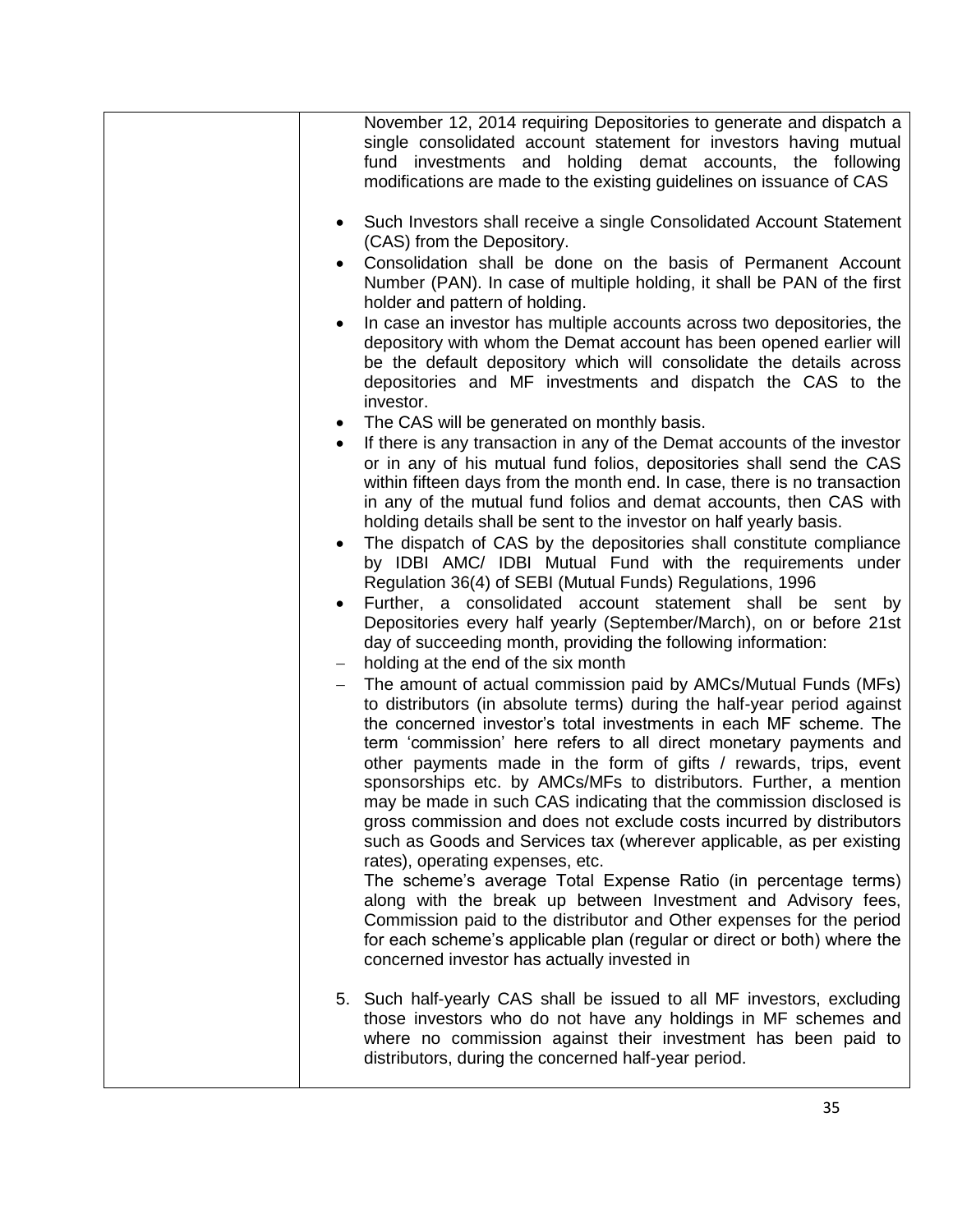| | November 12, 2014 requiring Depositories to generate and dispatch a single consolidated account statement for investors having mutual fund investments and holding demat accounts, the following modifications are made to the existing guidelines on issuance of CAS<br><br>• Such Investors shall receive a single Consolidated Account Statement (CAS) from the Depository.<br>• Consolidation shall be done on the basis of Permanent Account Number (PAN). In case of multiple holding, it shall be PAN of the first holder and pattern of holding.<br>• In case an investor has multiple accounts across two depositories, the depository with whom the Demat account has been opened earlier will be the default depository which will consolidate the details across depositories and MF investments and dispatch the CAS to the investor.<br>• The CAS will be generated on monthly basis.<br>• If there is any transaction in any of the Demat accounts of the investor or in any of his mutual fund folios, depositories shall send the CAS within fifteen days from the month end. In case, there is no transaction in any of the mutual fund folios and demat accounts, then CAS with holding details shall be sent to the investor on half yearly basis.<br>• The dispatch of CAS by the depositories shall constitute compliance by IDBI AMC/ IDBI Mutual Fund with the requirements under Regulation 36(4) of SEBI (Mutual Funds) Regulations, 1996<br>• Further, a consolidated account statement shall be sent by Depositories every half yearly (September/March), on or before 21st day of succeeding month, providing the following information:<br>– holding at the end of the six month<br>– The amount of actual commission paid by AMCs/Mutual Funds (MFs) to distributors (in absolute terms) during the half-year period against the concerned investor's total investments in each MF scheme. The term 'commission' here refers to all direct monetary payments and other payments made in the form of gifts / rewards, trips, event sponsorships etc. by AMCs/MFs to distributors. Further, a mention may be made in such CAS indicating that the commission disclosed is gross commission and does not exclude costs incurred by distributors such as Goods and Services tax (wherever applicable, as per existing rates), operating expenses, etc.<br>The scheme's average Total Expense Ratio (in percentage terms) along with the break up between Investment and Advisory fees, Commission paid to the distributor and Other expenses for the period for each scheme's applicable plan (regular or direct or both) where the concerned investor has actually invested in<br><br>5. Such half-yearly CAS shall be issued to all MF investors, excluding those investors who do not have any holdings in MF schemes and where no commission against their investment has been paid to distributors, during the concerned half-year period. |
|---|---|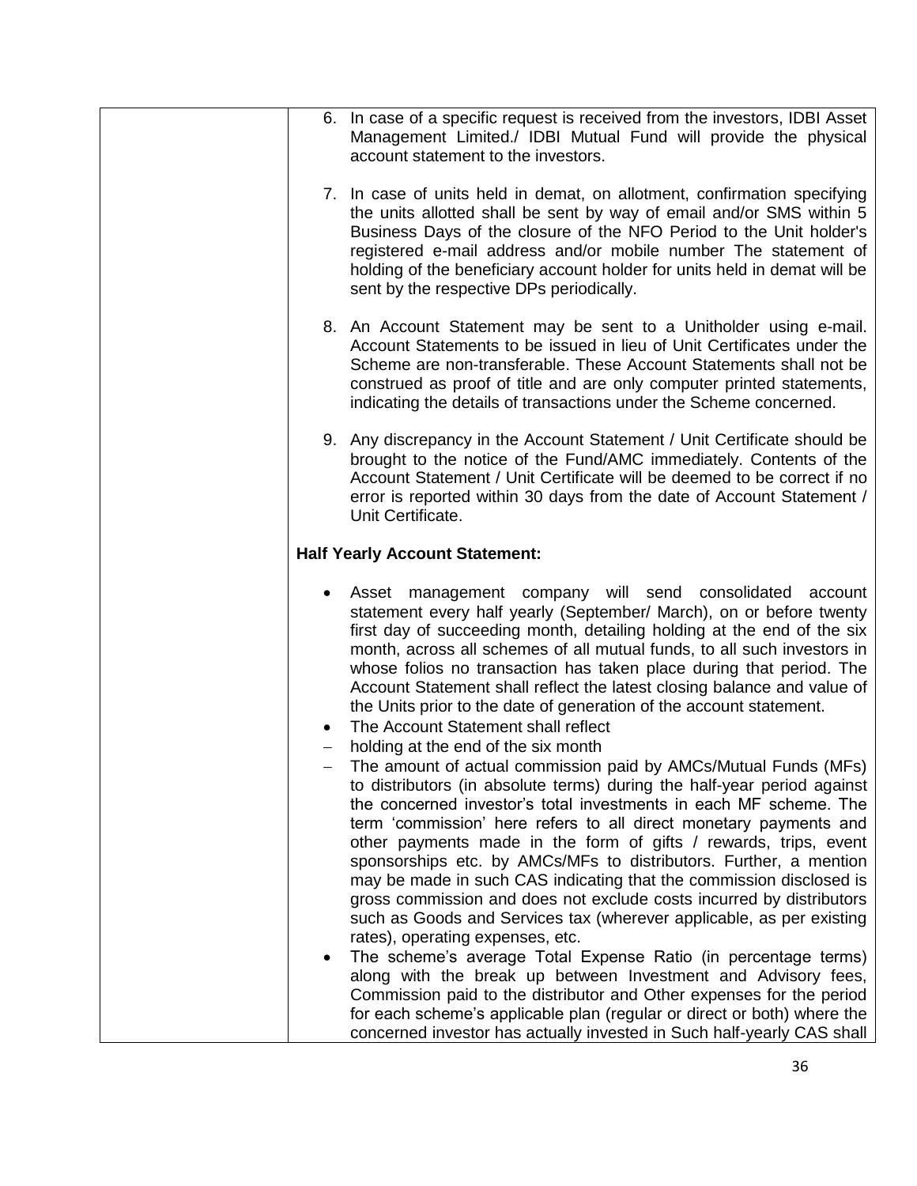| | 6. In case of a specific request is received from the investors, IDBI Asset Management Limited./ IDBI Mutual Fund will provide the physical account statement to the investors.<br><br>7. In case of units held in demat, on allotment, confirmation specifying the units allotted shall be sent by way of email and/or SMS within 5 Business Days of the closure of the NFO Period to the Unit holder's registered e-mail address and/or mobile number The statement of holding of the beneficiary account holder for units held in demat will be sent by the respective DPs periodically.<br><br>8. An Account Statement may be sent to a Unitholder using e-mail. Account Statements to be issued in lieu of Unit Certificates under the Scheme are non-transferable. These Account Statements shall not be construed as proof of title and are only computer printed statements, indicating the details of transactions under the Scheme concerned.<br><br>9. Any discrepancy in the Account Statement / Unit Certificate should be brought to the notice of the Fund/AMC immediately. Contents of the Account Statement / Unit Certificate will be deemed to be correct if no error is reported within 30 days from the date of Account Statement / Unit Certificate.<br><br>**Half Yearly Account Statement:**<br><br>• Asset management company will send consolidated account statement every half yearly (September/ March), on or before twenty first day of succeeding month, detailing holding at the end of the six month, across all schemes of all mutual funds, to all such investors in whose folios no transaction has taken place during that period. The Account Statement shall reflect the latest closing balance and value of the Units prior to the date of generation of the account statement.<br>• The Account Statement shall reflect<br>– holding at the end of the six month<br>– The amount of actual commission paid by AMCs/Mutual Funds (MFs) to distributors (in absolute terms) during the half-year period against the concerned investor's total investments in each MF scheme. The term 'commission' here refers to all direct monetary payments and other payments made in the form of gifts / rewards, trips, event sponsorships etc. by AMCs/MFs to distributors. Further, a mention may be made in such CAS indicating that the commission disclosed is gross commission and does not exclude costs incurred by distributors such as Goods and Services tax (wherever applicable, as per existing rates), operating expenses, etc.<br>• The scheme's average Total Expense Ratio (in percentage terms) along with the break up between Investment and Advisory fees, Commission paid to the distributor and Other expenses for the period for each scheme's applicable plan (regular or direct or both) where the concerned investor has actually invested in Such half-yearly CAS shall |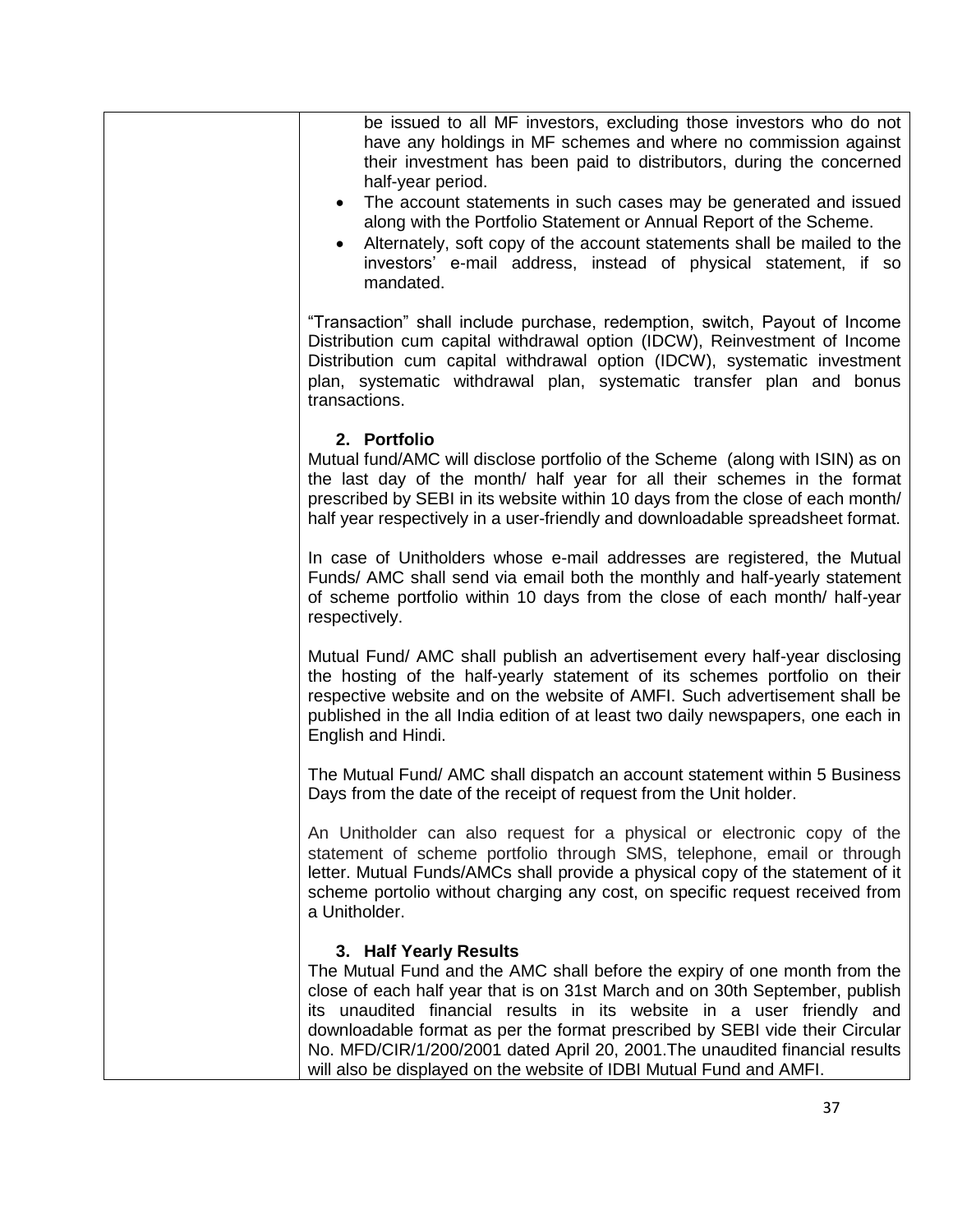| | be issued to all MF investors, excluding those investors who do not have any holdings in MF schemes and where no commission against their investment has been paid to distributors, during the concerned half-year period.<br>• The account statements in such cases may be generated and issued along with the Portfolio Statement or Annual Report of the Scheme.<br>• Alternately, soft copy of the account statements shall be mailed to the investors' e-mail address, instead of physical statement, if so mandated.<br><br>"Transaction" shall include purchase, redemption, switch, Payout of Income Distribution cum capital withdrawal option (IDCW), Reinvestment of Income Distribution cum capital withdrawal option (IDCW), systematic investment plan, systematic withdrawal plan, systematic transfer plan and bonus transactions.<br><br>**2. Portfolio**<br>Mutual fund/AMC will disclose portfolio of the Scheme (along with ISIN) as on the last day of the month/ half year for all their schemes in the format prescribed by SEBI in its website within 10 days from the close of each month/ half year respectively in a user-friendly and downloadable spreadsheet format.<br><br>In case of Unitholders whose e-mail addresses are registered, the Mutual Funds/ AMC shall send via email both the monthly and half-yearly statement of scheme portfolio within 10 days from the close of each month/ half-year respectively.<br><br>Mutual Fund/ AMC shall publish an advertisement every half-year disclosing the hosting of the half-yearly statement of its schemes portfolio on their respective website and on the website of AMFI. Such advertisement shall be published in the all India edition of at least two daily newspapers, one each in English and Hindi.<br><br>The Mutual Fund/ AMC shall dispatch an account statement within 5 Business Days from the date of the receipt of request from the Unit holder.<br><br>An Unitholder can also request for a physical or electronic copy of the statement of scheme portfolio through SMS, telephone, email or through letter. Mutual Funds/AMCs shall provide a physical copy of the statement of it scheme portolio without charging any cost, on specific request received from a Unitholder.<br><br>**3. Half Yearly Results**<br>The Mutual Fund and the AMC shall before the expiry of one month from the close of each half year that is on 31st March and on 30th September, publish its unaudited financial results in its website in a user friendly and downloadable format as per the format prescribed by SEBI vide their Circular No. MFD/CIR/1/200/2001 dated April 20, 2001.The unaudited financial results will also be displayed on the website of IDBI Mutual Fund and AMFI. |
|---|---|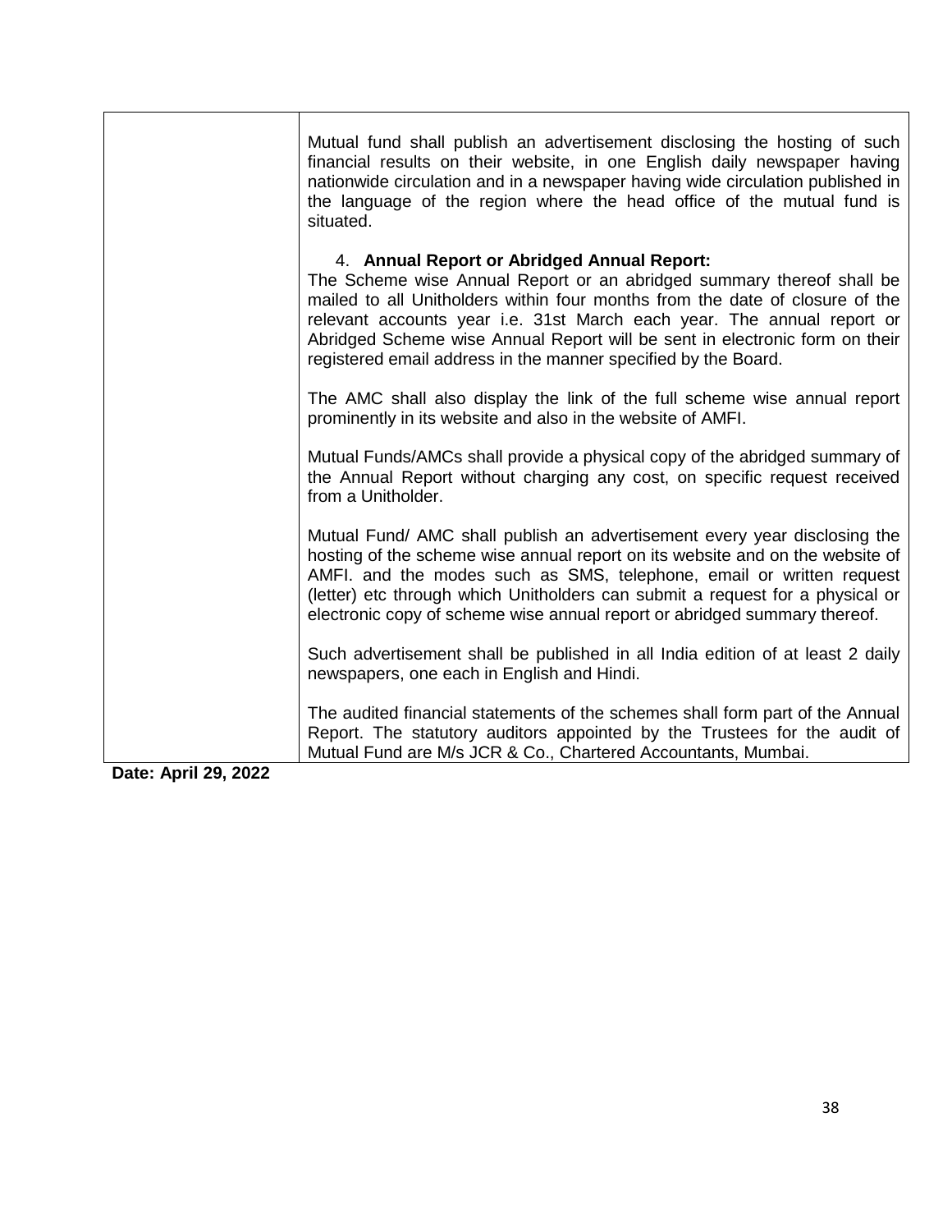| | |
|---|---|
| | Mutual fund shall publish an advertisement disclosing the hosting of such financial results on their website, in one English daily newspaper having nationwide circulation and in a newspaper having wide circulation published in the language of the region where the head office of the mutual fund is situated.<br><br>4. **Annual Report or Abridged Annual Report:**<br>The Scheme wise Annual Report or an abridged summary thereof shall be mailed to all Unitholders within four months from the date of closure of the relevant accounts year i.e. 31st March each year. The annual report or Abridged Scheme wise Annual Report will be sent in electronic form on their registered email address in the manner specified by the Board.<br><br>The AMC shall also display the link of the full scheme wise annual report prominently in its website and also in the website of AMFI.<br><br>Mutual Funds/AMCs shall provide a physical copy of the abridged summary of the Annual Report without charging any cost, on specific request received from a Unitholder.<br><br>Mutual Fund/ AMC shall publish an advertisement every year disclosing the hosting of the scheme wise annual report on its website and on the website of AMFI. and the modes such as SMS, telephone, email or written request (letter) etc through which Unitholders can submit a request for a physical or electronic copy of scheme wise annual report or abridged summary thereof.<br><br>Such advertisement shall be published in all India edition of at least 2 daily newspapers, one each in English and Hindi.<br><br>The audited financial statements of the schemes shall form part of the Annual Report. The statutory auditors appointed by the Trustees for the audit of Mutual Fund are M/s JCR & Co., Chartered Accountants, Mumbai. |

**Date: April 29, 2022**